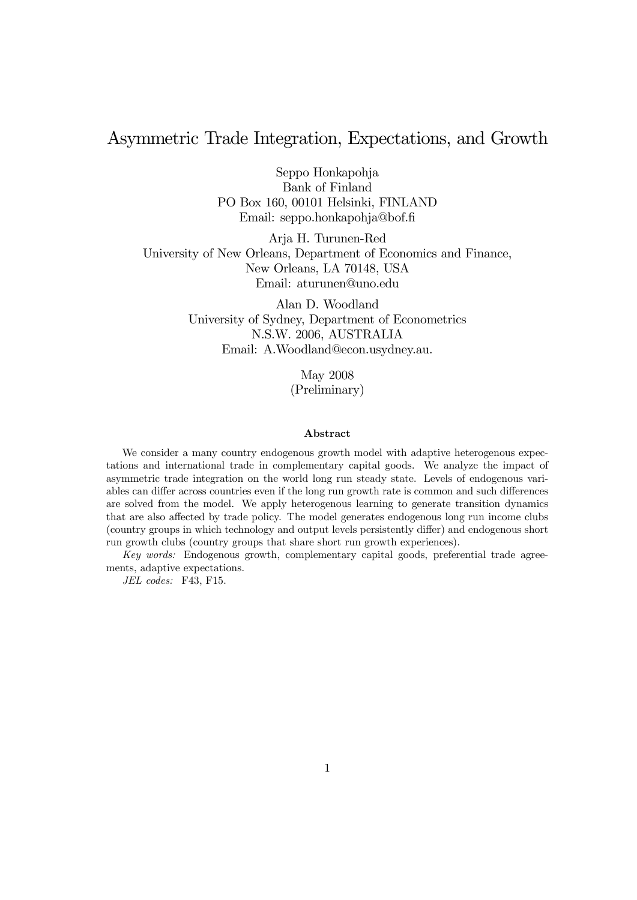# Asymmetric Trade Integration, Expectations, and Growth

Seppo Honkapohja
Bank of Finland
PO Box 160, 00101 Helsinki, FINLAND
Email: seppo.honkapohja@bof.fi

Arja H. Turunen-Red
University of New Orleans, Department of Economics and Finance,
New Orleans, LA 70148, USA
Email: aturunen@uno.edu

Alan D. Woodland
University of Sydney, Department of Econometrics
N.S.W. 2006, AUSTRALIA
Email: A.Woodland@econ.usydney.au.

May 2008
(Preliminary)

### Abstract

We consider a many country endogenous growth model with adaptive heterogenous expectations and international trade in complementary capital goods. We analyze the impact of asymmetric trade integration on the world long run steady state. Levels of endogenous variables can differ across countries even if the long run growth rate is common and such differences are solved from the model. We apply heterogenous learning to generate transition dynamics that are also affected by trade policy. The model generates endogenous long run income clubs (country groups in which technology and output levels persistently differ) and endogenous short run growth clubs (country groups that share short run growth experiences).

*Key words:* Endogenous growth, complementary capital goods, preferential trade agreements, adaptive expectations.

*JEL codes:* F43, F15.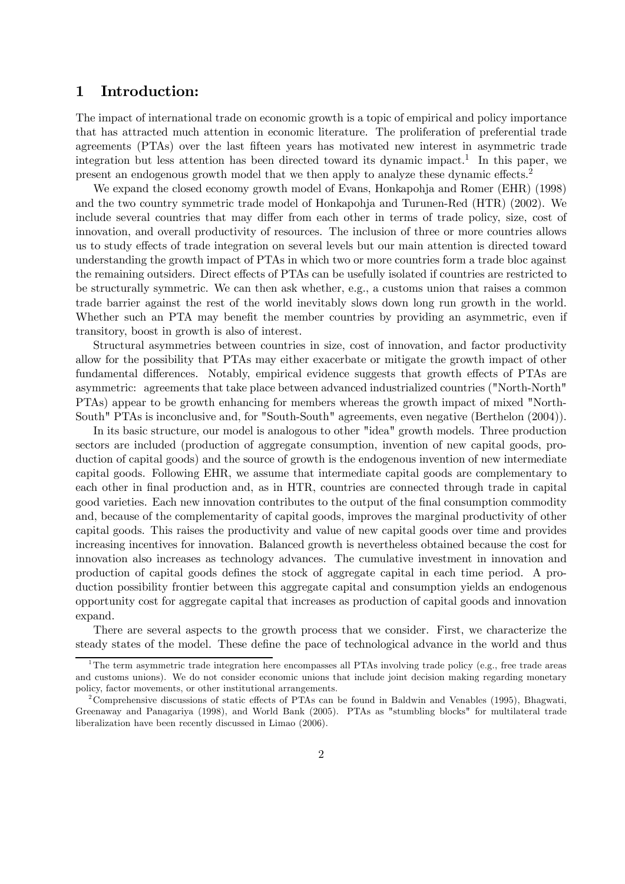# 1 Introduction:

The impact of international trade on economic growth is a topic of empirical and policy importance that has attracted much attention in economic literature. The proliferation of preferential trade agreements (PTAs) over the last fifteen years has motivated new interest in asymmetric trade integration but less attention has been directed toward its dynamic impact.[1] In this paper, we present an endogenous growth model that we then apply to analyze these dynamic effects.[2]

We expand the closed economy growth model of Evans, Honkapohja and Romer (EHR) (1998) and the two country symmetric trade model of Honkapohja and Turunen-Red (HTR) (2002). We include several countries that may differ from each other in terms of trade policy, size, cost of innovation, and overall productivity of resources. The inclusion of three or more countries allows us to study effects of trade integration on several levels but our main attention is directed toward understanding the growth impact of PTAs in which two or more countries form a trade bloc against the remaining outsiders. Direct effects of PTAs can be usefully isolated if countries are restricted to be structurally symmetric. We can then ask whether, e.g., a customs union that raises a common trade barrier against the rest of the world inevitably slows down long run growth in the world. Whether such an PTA may benefit the member countries by providing an asymmetric, even if transitory, boost in growth is also of interest.

Structural asymmetries between countries in size, cost of innovation, and factor productivity allow for the possibility that PTAs may either exacerbate or mitigate the growth impact of other fundamental differences. Notably, empirical evidence suggests that growth effects of PTAs are asymmetric: agreements that take place between advanced industrialized countries ("North-North" PTAs) appear to be growth enhancing for members whereas the growth impact of mixed "North-South" PTAs is inconclusive and, for "South-South" agreements, even negative (Berthelon (2004)).

In its basic structure, our model is analogous to other "idea" growth models. Three production sectors are included (production of aggregate consumption, invention of new capital goods, production of capital goods) and the source of growth is the endogenous invention of new intermediate capital goods. Following EHR, we assume that intermediate capital goods are complementary to each other in final production and, as in HTR, countries are connected through trade in capital good varieties. Each new innovation contributes to the output of the final consumption commodity and, because of the complementarity of capital goods, improves the marginal productivity of other capital goods. This raises the productivity and value of new capital goods over time and provides increasing incentives for innovation. Balanced growth is nevertheless obtained because the cost for innovation also increases as technology advances. The cumulative investment in innovation and production of capital goods defines the stock of aggregate capital in each time period. A production possibility frontier between this aggregate capital and consumption yields an endogenous opportunity cost for aggregate capital that increases as production of capital goods and innovation expand.

There are several aspects to the growth process that we consider. First, we characterize the steady states of the model. These define the pace of technological advance in the world and thus

[1] The term asymmetric trade integration here encompasses all PTAs involving trade policy (e.g., free trade areas and customs unions). We do not consider economic unions that include joint decision making regarding monetary policy, factor movements, or other institutional arrangements.

[2] Comprehensive discussions of static effects of PTAs can be found in Baldwin and Venables (1995), Bhagwati, Greenaway and Panagariya (1998), and World Bank (2005). PTAs as "stumbling blocks" for multilateral trade liberalization have been recently discussed in Limao (2006).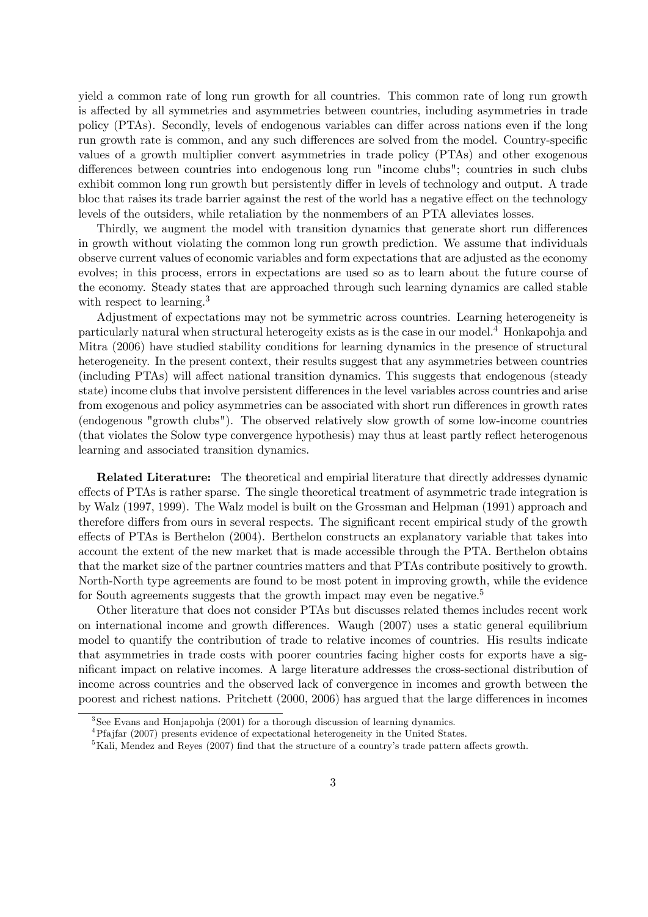yield a common rate of long run growth for all countries. This common rate of long run growth is affected by all symmetries and asymmetries between countries, including asymmetries in trade policy (PTAs). Secondly, levels of endogenous variables can differ across nations even if the long run growth rate is common, and any such differences are solved from the model. Country-specific values of a growth multiplier convert asymmetries in trade policy (PTAs) and other exogenous differences between countries into endogenous long run "income clubs"; countries in such clubs exhibit common long run growth but persistently differ in levels of technology and output. A trade bloc that raises its trade barrier against the rest of the world has a negative effect on the technology levels of the outsiders, while retaliation by the nonmembers of an PTA alleviates losses.

Thirdly, we augment the model with transition dynamics that generate short run differences in growth without violating the common long run growth prediction. We assume that individuals observe current values of economic variables and form expectations that are adjusted as the economy evolves; in this process, errors in expectations are used so as to learn about the future course of the economy. Steady states that are approached through such learning dynamics are called stable with respect to learning.[3]

Adjustment of expectations may not be symmetric across countries. Learning heterogeneity is particularly natural when structural heterogeity exists as is the case in our model.[4] Honkapohja and Mitra (2006) have studied stability conditions for learning dynamics in the presence of structural heterogeneity. In the present context, their results suggest that any asymmetries between countries (including PTAs) will affect national transition dynamics. This suggests that endogenous (steady state) income clubs that involve persistent differences in the level variables across countries and arise from exogenous and policy asymmetries can be associated with short run differences in growth rates (endogenous "growth clubs"). The observed relatively slow growth of some low-income countries (that violates the Solow type convergence hypothesis) may thus at least partly reflect heterogenous learning and associated transition dynamics.

**Related Literature:** The theoretical and empirial literature that directly addresses dynamic effects of PTAs is rather sparse. The single theoretical treatment of asymmetric trade integration is by Walz (1997, 1999). The Walz model is built on the Grossman and Helpman (1991) approach and therefore differs from ours in several respects. The significant recent empirical study of the growth effects of PTAs is Berthelon (2004). Berthelon constructs an explanatory variable that takes into account the extent of the new market that is made accessible through the PTA. Berthelon obtains that the market size of the partner countries matters and that PTAs contribute positively to growth. North-North type agreements are found to be most potent in improving growth, while the evidence for South agreements suggests that the growth impact may even be negative.[5]

Other literature that does not consider PTAs but discusses related themes includes recent work on international income and growth differences. Waugh (2007) uses a static general equilibrium model to quantify the contribution of trade to relative incomes of countries. His results indicate that asymmetries in trade costs with poorer countries facing higher costs for exports have a significant impact on relative incomes. A large literature addresses the cross-sectional distribution of income across countries and the observed lack of convergence in incomes and growth between the poorest and richest nations. Pritchett (2000, 2006) has argued that the large differences in incomes

[3] See Evans and Honjapohja (2001) for a thorough discussion of learning dynamics.

[4] Pfajfar (2007) presents evidence of expectational heterogeneity in the United States.

[5] Kali, Mendez and Reyes (2007) find that the structure of a country's trade pattern affects growth.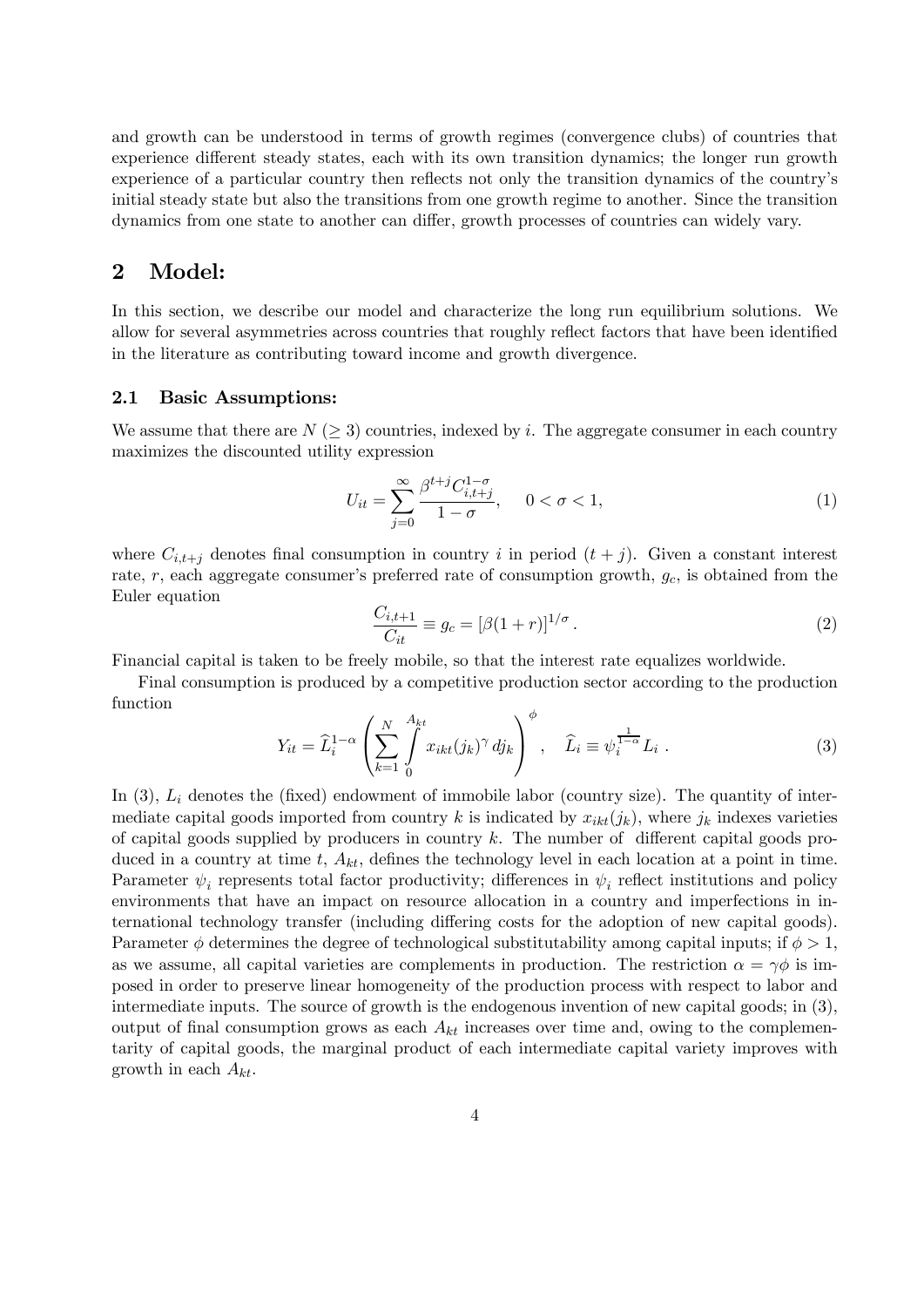and growth can be understood in terms of growth regimes (convergence clubs) of countries that experience different steady states, each with its own transition dynamics; the longer run growth experience of a particular country then reflects not only the transition dynamics of the country's initial steady state but also the transitions from one growth regime to another. Since the transition dynamics from one state to another can differ, growth processes of countries can widely vary.

## 2 Model:

In this section, we describe our model and characterize the long run equilibrium solutions. We allow for several asymmetries across countries that roughly reflect factors that have been identified in the literature as contributing toward income and growth divergence.

### 2.1 Basic Assumptions:

We assume that there are $N$ $(\geq 3)$ countries, indexed by $i$. The aggregate consumer in each country maximizes the discounted utility expression

$$U_{it} = \sum_{j=0}^{\infty} \frac{\beta^{t+j} C_{i,t+j}^{1-\sigma}}{1-\sigma}, \quad 0 < \sigma < 1, \tag{1}$$

where $C_{i,t+j}$ denotes final consumption in country $i$ in period $(t+j)$. Given a constant interest rate, $r$, each aggregate consumer's preferred rate of consumption growth, $g_c$, is obtained from the Euler equation

$$\frac{C_{i,t+1}}{C_{it}} \equiv g_c = [\beta(1+r)]^{1/\sigma}. \tag{2}$$

Financial capital is taken to be freely mobile, so that the interest rate equalizes worldwide.

Final consumption is produced by a competitive production sector according to the production function

$$Y_{it} = \widehat{L}_i^{1-\alpha} \left( \sum_{k=1}^{N} \int_0^{A_{kt}} x_{ikt}(j_k)^{\gamma} \, dj_k \right)^{\phi}, \quad \widehat{L}_i \equiv \psi_i^{\frac{1}{1-\alpha}} L_i \, . \tag{3}$$

In (3), $L_i$ denotes the (fixed) endowment of immobile labor (country size). The quantity of intermediate capital goods imported from country $k$ is indicated by $x_{ikt}(j_k)$, where $j_k$ indexes varieties of capital goods supplied by producers in country $k$. The number of different capital goods produced in a country at time $t$, $A_{kt}$, defines the technology level in each location at a point in time. Parameter $\psi_i$ represents total factor productivity; differences in $\psi_i$ reflect institutions and policy environments that have an impact on resource allocation in a country and imperfections in international technology transfer (including differing costs for the adoption of new capital goods). Parameter $\phi$ determines the degree of technological substitutability among capital inputs; if $\phi > 1$, as we assume, all capital varieties are complements in production. The restriction $\alpha = \gamma\phi$ is imposed in order to preserve linear homogeneity of the production process with respect to labor and intermediate inputs. The source of growth is the endogenous invention of new capital goods; in (3), output of final consumption grows as each $A_{kt}$ increases over time and, owing to the complementarity of capital goods, the marginal product of each intermediate capital variety improves with growth in each $A_{kt}$.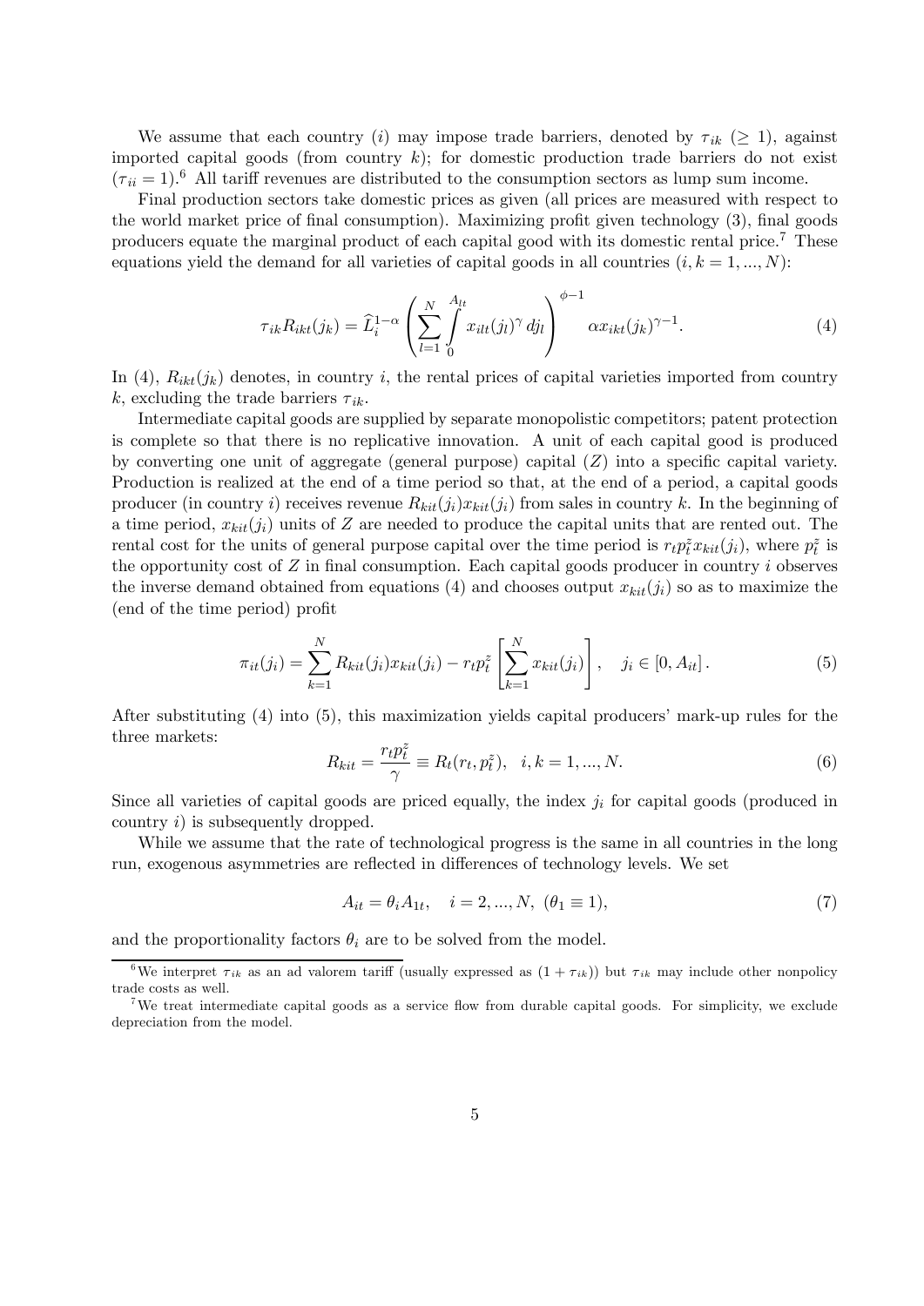We assume that each country ($i$) may impose trade barriers, denoted by $\tau_{ik}$ ($\geq 1$), against imported capital goods (from country $k$); for domestic production trade barriers do not exist ($\tau_{ii} = 1$).[6] All tariff revenues are distributed to the consumption sectors as lump sum income.

Final production sectors take domestic prices as given (all prices are measured with respect to the world market price of final consumption). Maximizing profit given technology (3), final goods producers equate the marginal product of each capital good with its domestic rental price.[7] These equations yield the demand for all varieties of capital goods in all countries ($i, k = 1, ..., N$):

$$\tau_{ik} R_{ikt}(j_k) = \widehat{L}_i^{1-\alpha} \left( \sum_{l=1}^{N} \int_0^{A_{lt}} x_{ilt}(j_l)^{\gamma} \, dj_l \right)^{\phi-1} \alpha x_{ikt}(j_k)^{\gamma-1}. \tag{4}$$

In (4), $R_{ikt}(j_k)$ denotes, in country $i$, the rental prices of capital varieties imported from country $k$, excluding the trade barriers $\tau_{ik}$.

Intermediate capital goods are supplied by separate monopolistic competitors; patent protection is complete so that there is no replicative innovation. A unit of each capital good is produced by converting one unit of aggregate (general purpose) capital ($Z$) into a specific capital variety. Production is realized at the end of a time period so that, at the end of a period, a capital goods producer (in country $i$) receives revenue $R_{kit}(j_i) x_{kit}(j_i)$ from sales in country $k$. In the beginning of a time period, $x_{kit}(j_i)$ units of $Z$ are needed to produce the capital units that are rented out. The rental cost for the units of general purpose capital over the time period is $r_t p_t^z x_{kit}(j_i)$, where $p_t^z$ is the opportunity cost of $Z$ in final consumption. Each capital goods producer in country $i$ observes the inverse demand obtained from equations (4) and chooses output $x_{kit}(j_i)$ so as to maximize the (end of the time period) profit

$$\pi_{it}(j_i) = \sum_{k=1}^{N} R_{kit}(j_i) x_{kit}(j_i) - r_t p_t^z \left[ \sum_{k=1}^{N} x_{kit}(j_i) \right], \quad j_i \in [0, A_{it}]. \tag{5}$$

After substituting (4) into (5), this maximization yields capital producers' mark-up rules for the three markets:

$$R_{kit} = \frac{r_t p_t^z}{\gamma} \equiv R_t(r_t, p_t^z), \quad i, k = 1, ..., N. \tag{6}$$

Since all varieties of capital goods are priced equally, the index $j_i$ for capital goods (produced in country $i$) is subsequently dropped.

While we assume that the rate of technological progress is the same in all countries in the long run, exogenous asymmetries are reflected in differences of technology levels. We set

$$A_{it} = \theta_i A_{1t}, \quad i = 2, ..., N, \ (\theta_1 \equiv 1), \tag{7}$$

and the proportionality factors $\theta_i$ are to be solved from the model.

---

[6] We interpret $\tau_{ik}$ as an ad valorem tariff (usually expressed as $(1 + \tau_{ik})$) but $\tau_{ik}$ may include other nonpolicy trade costs as well.

[7] We treat intermediate capital goods as a service flow from durable capital goods. For simplicity, we exclude depreciation from the model.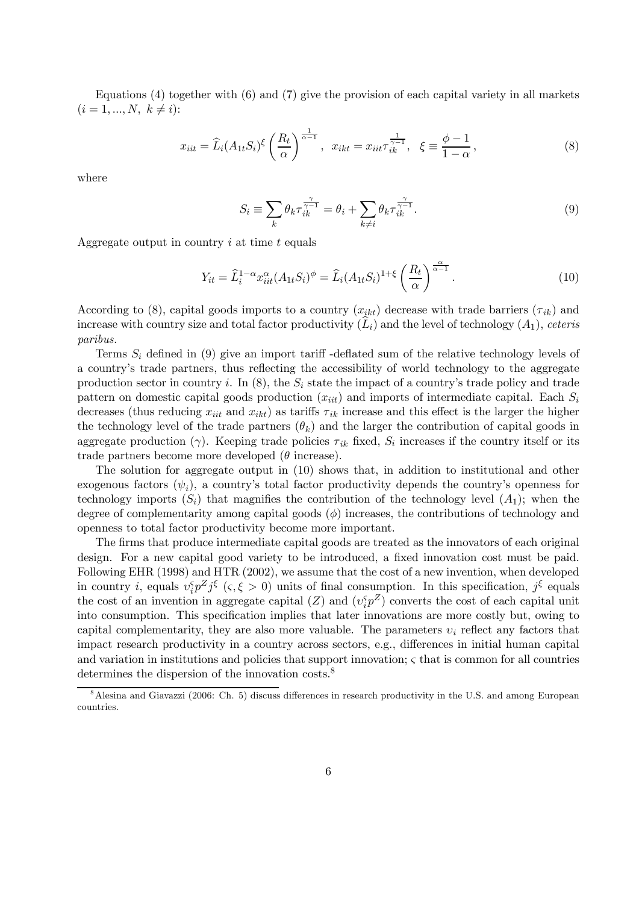Equations (4) together with (6) and (7) give the provision of each capital variety in all markets $(i = 1, ..., N,\ k \neq i)$:

$$x_{iit} = \widehat{L}_i (A_{1t} S_i)^{\xi} \left( \frac{R_t}{\alpha} \right)^{\frac{1}{\alpha - 1}}, \ \ x_{ikt} = x_{iit} \tau_{ik}^{\frac{1}{\gamma - 1}}, \ \ \xi \equiv \frac{\phi - 1}{1 - \alpha}, \tag{8}$$

where

$$S_i \equiv \sum_k \theta_k \tau_{ik}^{\frac{\gamma}{\gamma - 1}} = \theta_i + \sum_{k \neq i} \theta_k \tau_{ik}^{\frac{\gamma}{\gamma - 1}}. \tag{9}$$

Aggregate output in country $i$ at time $t$ equals

$$Y_{it} = \widehat{L}_i^{1-\alpha} x_{iit}^{\alpha} (A_{1t} S_i)^{\phi} = \widehat{L}_i (A_{1t} S_i)^{1+\xi} \left( \frac{R_t}{\alpha} \right)^{\frac{\alpha}{\alpha - 1}}. \tag{10}$$

According to (8), capital goods imports to a country $(x_{ikt})$ decrease with trade barriers $(\tau_{ik})$ and increase with country size and total factor productivity $(\widehat{L}_i)$ and the level of technology $(A_1)$, *ceteris paribus.*

Terms $S_i$ defined in (9) give an import tariff -deflated sum of the relative technology levels of a country's trade partners, thus reflecting the accessibility of world technology to the aggregate production sector in country $i$. In (8), the $S_i$ state the impact of a country's trade policy and trade pattern on domestic capital goods production $(x_{iit})$ and imports of intermediate capital. Each $S_i$ decreases (thus reducing $x_{iit}$ and $x_{ikt}$) as tariffs $\tau_{ik}$ increase and this effect is the larger the higher the technology level of the trade partners $(\theta_k)$ and the larger the contribution of capital goods in aggregate production $(\gamma)$. Keeping trade policies $\tau_{ik}$ fixed, $S_i$ increases if the country itself or its trade partners become more developed ($\theta$ increase).

The solution for aggregate output in (10) shows that, in addition to institutional and other exogenous factors $(\psi_i)$, a country's total factor productivity depends the country's openness for technology imports $(S_i)$ that magnifies the contribution of the technology level $(A_1)$; when the degree of complementarity among capital goods $(\phi)$ increases, the contributions of technology and openness to total factor productivity become more important.

The firms that produce intermediate capital goods are treated as the innovators of each original design. For a new capital good variety to be introduced, a fixed innovation cost must be paid. Following EHR (1998) and HTR (2002), we assume that the cost of a new invention, when developed in country $i$, equals $\upsilon_i^{\varsigma} p^Z j^{\xi}$ $(\varsigma, \xi > 0)$ units of final consumption. In this specification, $j^{\xi}$ equals the cost of an invention in aggregate capital $(Z)$ and $(\upsilon_i^{\varsigma} p^Z)$ converts the cost of each capital unit into consumption. This specification implies that later innovations are more costly but, owing to capital complementarity, they are also more valuable. The parameters $\upsilon_i$ reflect any factors that impact research productivity in a country across sectors, e.g., differences in initial human capital and variation in institutions and policies that support innovation; $\varsigma$ that is common for all countries determines the dispersion of the innovation costs.[8]

[8] Alesina and Giavazzi (2006: Ch. 5) discuss differences in research productivity in the U.S. and among European countries.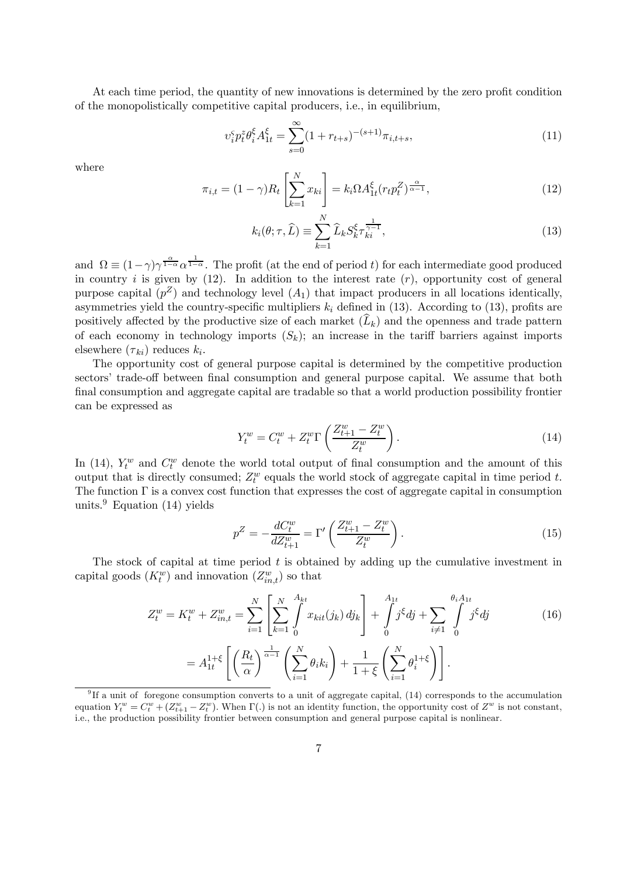At each time period, the quantity of new innovations is determined by the zero profit condition of the monopolistically competitive capital producers, i.e., in equilibrium,

$$\upsilon_i^{\varsigma} p_t^{z} \theta_i^{\xi} A_{1t}^{\xi} = \sum_{s=0}^{\infty} (1 + r_{t+s})^{-(s+1)} \pi_{i,t+s}, \tag{11}$$

where

$$\pi_{i,t} = (1-\gamma) R_t \left[ \sum_{k=1}^{N} x_{ki} \right] = k_i \Omega A_{1t}^{\xi} (r_t p_t^Z)^{\frac{\alpha}{\alpha-1}}, \tag{12}$$

$$k_i(\theta; \tau, \widehat{L}) \equiv \sum_{k=1}^{N} \widehat{L}_k S_k^{\xi} \tau_{ki}^{\frac{1}{\gamma-1}}, \tag{13}$$

and $\Omega \equiv (1-\gamma)\gamma^{\frac{\alpha}{1-\alpha}} \alpha^{\frac{1}{1-\alpha}}$. The profit (at the end of period $t$) for each intermediate good produced in country $i$ is given by (12). In addition to the interest rate ($r$), opportunity cost of general purpose capital ($p^Z$) and technology level ($A_1$) that impact producers in all locations identically, asymmetries yield the country-specific multipliers $k_i$ defined in (13). According to (13), profits are positively affected by the productive size of each market ($\widehat{L}_k$) and the openness and trade pattern of each economy in technology imports ($S_k$); an increase in the tariff barriers against imports elsewhere ($\tau_{ki}$) reduces $k_i$.

The opportunity cost of general purpose capital is determined by the competitive production sectors' trade-off between final consumption and general purpose capital. We assume that both final consumption and aggregate capital are tradable so that a world production possibility frontier can be expressed as

$$Y_t^w = C_t^w + Z_t^w \Gamma\left( \frac{Z_{t+1}^w - Z_t^w}{Z_t^w} \right). \tag{14}$$

In (14), $Y_t^w$ and $C_t^w$ denote the world total output of final consumption and the amount of this output that is directly consumed; $Z_t^w$ equals the world stock of aggregate capital in time period $t$. The function $\Gamma$ is a convex cost function that expresses the cost of aggregate capital in consumption units.[9] Equation (14) yields

$$p^Z = -\frac{dC_t^w}{dZ_{t+1}^w} = \Gamma'\left( \frac{Z_{t+1}^w - Z_t^w}{Z_t^w} \right). \tag{15}$$

The stock of capital at time period $t$ is obtained by adding up the cumulative investment in capital goods ($K_t^w$) and innovation ($Z_{in,t}^w$) so that

$$\begin{aligned} Z_t^w = K_t^w + Z_{in,t}^w &= \sum_{i=1}^{N} \left[ \sum_{k=1}^{N} \int_0^{A_{kt}} x_{kit}(j_k)\, dj_k \right] + \int_0^{A_{1t}} j^{\xi} dj + \sum_{i \neq 1} \int_0^{\theta_i A_{1t}} j^{\xi} dj \\ &= A_{1t}^{1+\xi} \left[ \left( \frac{R_t}{\alpha} \right)^{\frac{1}{\alpha-1}} \left( \sum_{i=1}^{N} \theta_i k_i \right) + \frac{1}{1+\xi} \left( \sum_{i=1}^{N} \theta_i^{1+\xi} \right) \right]. \end{aligned} \tag{16}$$

---

[9] If a unit of foregone consumption converts to a unit of aggregate capital, (14) corresponds to the accumulation equation $Y_t^w = C_t^w + (Z_{t+1}^w - Z_t^w)$. When $\Gamma(.)$ is not an identity function, the opportunity cost of $Z^w$ is not constant, i.e., the production possibility frontier between consumption and general purpose capital is nonlinear.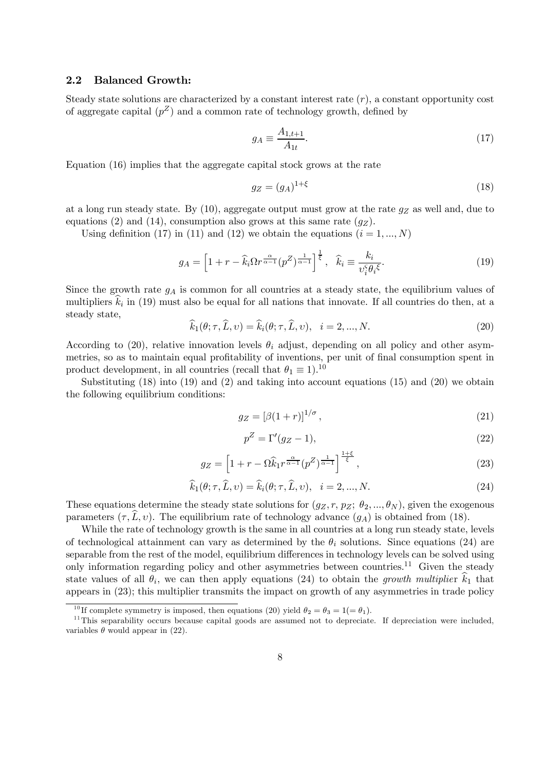### 2.2 Balanced Growth:

Steady state solutions are characterized by a constant interest rate ($r$), a constant opportunity cost of aggregate capital ($p^Z$) and a common rate of technology growth, defined by

$$g_A \equiv \frac{A_{1,t+1}}{A_{1t}}. \tag{17}$$

Equation (16) implies that the aggregate capital stock grows at the rate

$$g_Z = (g_A)^{1+\xi} \tag{18}$$

at a long run steady state. By (10), aggregate output must grow at the rate $g_Z$ as well and, due to equations (2) and (14), consumption also grows at this same rate ($g_Z$).

Using definition (17) in (11) and (12) we obtain the equations ($i = 1, ..., N$)

$$g_A = \left[1 + r - \widehat{k}_i \Omega r^{\frac{\alpha}{\alpha-1}} (p^Z)^{\frac{1}{\alpha-1}}\right]^{\frac{1}{\xi}}, \quad \widehat{k}_i \equiv \frac{k_i}{\upsilon_i^{\varsigma} \theta_i{}^{\xi}}. \tag{19}$$

Since the growth rate $g_A$ is common for all countries at a steady state, the equilibrium values of multipliers $\widehat{k}_i$ in (19) must also be equal for all nations that innovate. If all countries do then, at a steady state,

$$\widehat{k}_1(\theta; \tau, \widehat{L}, \upsilon) = \widehat{k}_i(\theta; \tau, \widehat{L}, \upsilon), \quad i = 2, ..., N. \tag{20}$$

According to (20), relative innovation levels $\theta_i$ adjust, depending on all policy and other asymmetries, so as to maintain equal profitability of inventions, per unit of final consumption spent in product development, in all countries (recall that $\theta_1 \equiv 1$).[10]

Substituting (18) into (19) and (2) and taking into account equations (15) and (20) we obtain the following equilibrium conditions:

$$g_Z = [\beta(1+r)]^{1/\sigma}, \tag{21}$$

$$p^Z = \Gamma'(g_Z - 1), \tag{22}$$

$$g_Z = \left[1 + r - \Omega \widehat{k}_1 r^{\frac{\alpha}{\alpha-1}} (p^Z)^{\frac{1}{\alpha-1}}\right]^{\frac{1+\xi}{\xi}}, \tag{23}$$

$$\widehat{k}_1(\theta; \tau, \widehat{L}, \upsilon) = \widehat{k}_i(\theta; \tau, \widehat{L}, \upsilon), \quad i = 2, ..., N. \tag{24}$$

These equations determine the steady state solutions for $(g_Z, r, p_Z;\ \theta_2, ..., \theta_N)$, given the exogenous parameters $(\tau, \widehat{L}, \upsilon)$. The equilibrium rate of technology advance ($g_A$) is obtained from (18).

While the rate of technology growth is the same in all countries at a long run steady state, levels of technological attainment can vary as determined by the $\theta_i$ solutions. Since equations (24) are separable from the rest of the model, equilibrium differences in technology levels can be solved using only information regarding policy and other asymmetries between countries.[11] Given the steady state values of all $\theta_i$, we can then apply equations (24) to obtain the *growth multiplier* $\widehat{k}_1$ that appears in (23); this multiplier transmits the impact on growth of any asymmetries in trade policy

---

[10] If complete symmetry is imposed, then equations (20) yield $\theta_2 = \theta_3 = 1 (= \theta_1)$.

[11] This separability occurs because capital goods are assumed not to depreciate. If depreciation were included, variables $\theta$ would appear in (22).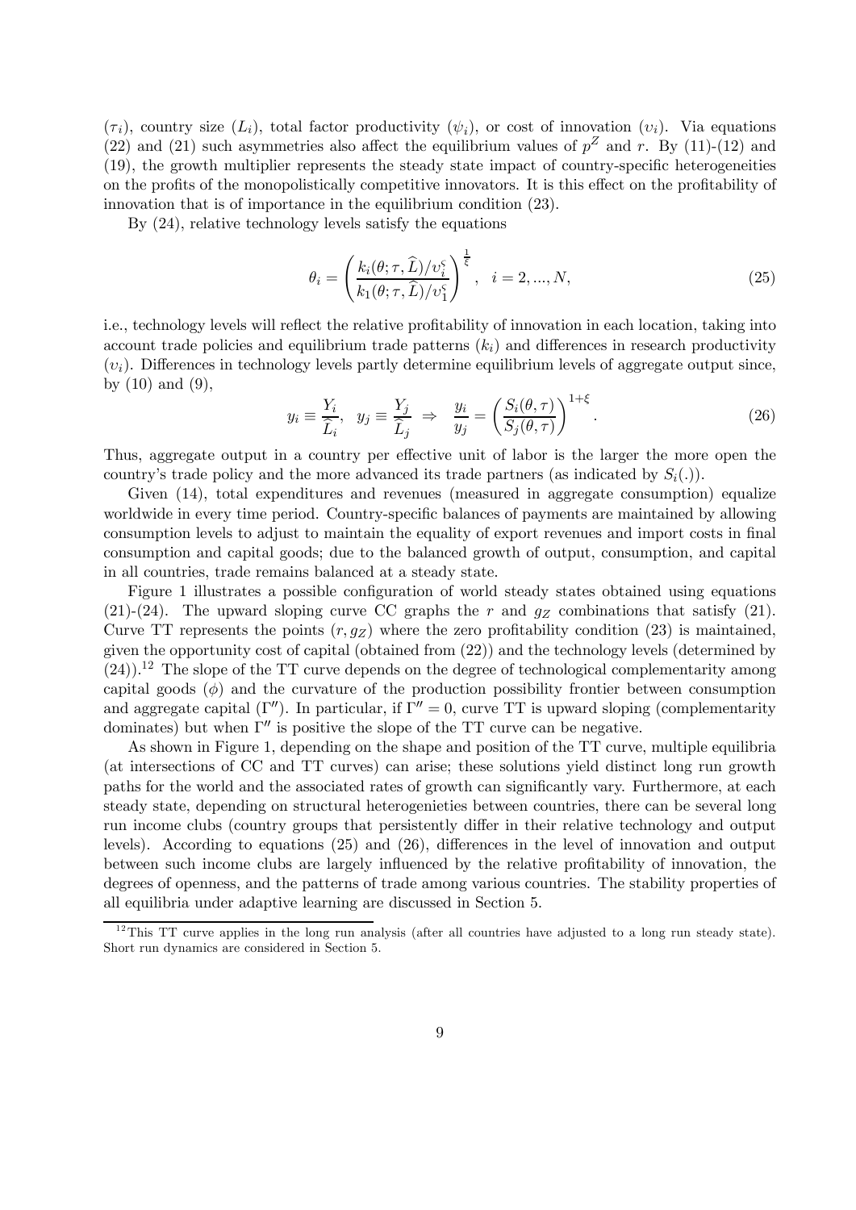($\tau_i$), country size ($L_i$), total factor productivity ($\psi_i$), or cost of innovation ($\upsilon_i$). Via equations (22) and (21) such asymmetries also affect the equilibrium values of $p^Z$ and $r$. By (11)-(12) and (19), the growth multiplier represents the steady state impact of country-specific heterogeneities on the profits of the monopolistically competitive innovators. It is this effect on the profitability of innovation that is of importance in the equilibrium condition (23).

By (24), relative technology levels satisfy the equations

$$\theta_i = \left( \frac{k_i(\theta; \tau, \widehat{L})/\upsilon_i^{\varsigma}}{k_1(\theta; \tau, \widehat{L})/\upsilon_1^{\varsigma}} \right)^{\frac{1}{\xi}}, \quad i = 2, ..., N, \tag{25}$$

i.e., technology levels will reflect the relative profitability of innovation in each location, taking into account trade policies and equilibrium trade patterns ($k_i$) and differences in research productivity ($\upsilon_i$). Differences in technology levels partly determine equilibrium levels of aggregate output since, by (10) and (9),

$$y_i \equiv \frac{Y_i}{\widehat{L}_i}, \quad y_j \equiv \frac{Y_j}{\widehat{L}_j} \;\Rightarrow\; \frac{y_i}{y_j} = \left( \frac{S_i(\theta, \tau)}{S_j(\theta, \tau)} \right)^{1+\xi}. \tag{26}$$

Thus, aggregate output in a country per effective unit of labor is the larger the more open the country's trade policy and the more advanced its trade partners (as indicated by $S_i(.)$).

Given (14), total expenditures and revenues (measured in aggregate consumption) equalize worldwide in every time period. Country-specific balances of payments are maintained by allowing consumption levels to adjust to maintain the equality of export revenues and import costs in final consumption and capital goods; due to the balanced growth of output, consumption, and capital in all countries, trade remains balanced at a steady state.

Figure 1 illustrates a possible configuration of world steady states obtained using equations (21)-(24). The upward sloping curve CC graphs the $r$ and $g_Z$ combinations that satisfy (21). Curve TT represents the points $(r, g_Z)$ where the zero profitability condition (23) is maintained, given the opportunity cost of capital (obtained from (22)) and the technology levels (determined by (24)).[12] The slope of the TT curve depends on the degree of technological complementarity among capital goods ($\phi$) and the curvature of the production possibility frontier between consumption and aggregate capital ($\Gamma''$). In particular, if $\Gamma'' = 0$, curve TT is upward sloping (complementarity dominates) but when $\Gamma''$ is positive the slope of the TT curve can be negative.

As shown in Figure 1, depending on the shape and position of the TT curve, multiple equilibria (at intersections of CC and TT curves) can arise; these solutions yield distinct long run growth paths for the world and the associated rates of growth can significantly vary. Furthermore, at each steady state, depending on structural heterogenieties between countries, there can be several long run income clubs (country groups that persistently differ in their relative technology and output levels). According to equations (25) and (26), differences in the level of innovation and output between such income clubs are largely influenced by the relative profitability of innovation, the degrees of openness, and the patterns of trade among various countries. The stability properties of all equilibria under adaptive learning are discussed in Section 5.

[12] This TT curve applies in the long run analysis (after all countries have adjusted to a long run steady state). Short run dynamics are considered in Section 5.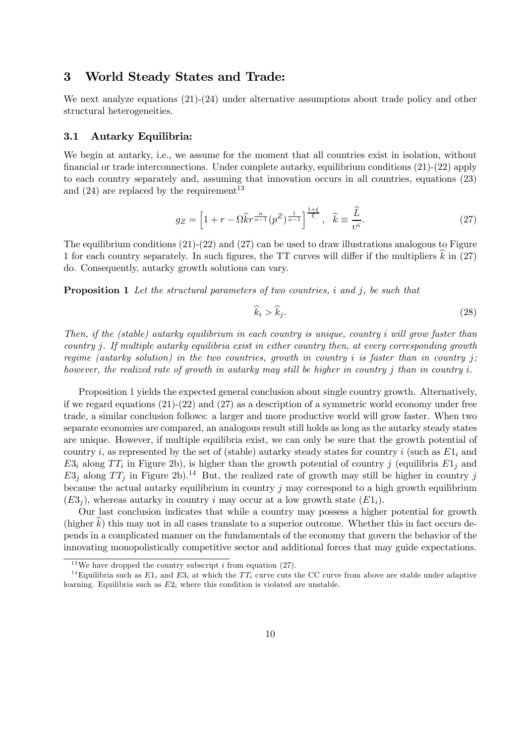## 3 World Steady States and Trade:

We next analyze equations (21)-(24) under alternative assumptions about trade policy and other structural heterogeneities.

### 3.1 Autarky Equilibria:

We begin at autarky, i.e., we assume for the moment that all countries exist in isolation, without financial or trade interconnections. Under complete autarky, equilibrium conditions (21)-(22) apply to each country separately and, assuming that innovation occurs in all countries, equations (23) and (24) are replaced by the requirement[13]

$$g_Z = \left[1 + r - \Omega \widehat{k} r^{\frac{\alpha}{\alpha-1}} (p^Z)^{\frac{1}{\alpha-1}}\right]^{\frac{1+\xi}{\xi}}, \quad \widehat{k} \equiv \frac{\widehat{L}}{\upsilon^{\varsigma}}. \tag{27}$$

The equilibrium conditions (21)-(22) and (27) can be used to draw illustrations analogous to Figure 1 for each country separately. In such figures, the TT curves will differ if the multipliers $\widehat{k}$ in (27) do. Consequently, autarky growth solutions can vary.

**Proposition 1** *Let the structural parameters of two countries, i and j, be such that*

$$\widehat{k}_i > \widehat{k}_j. \tag{28}$$

*Then, if the (stable) autarky equilibrium in each country is unique, country i will grow faster than country j. If multiple autarky equilibria exist in either country then, at every corresponding growth regime (autarky solution) in the two countries, growth in country i is faster than in country j; however, the realized rate of growth in autarky may still be higher in country j than in country i.*

Proposition 1 yields the expected general conclusion about single country growth. Alternatively, if we regard equations (21)-(22) and (27) as a description of a symmetric world economy under free trade, a similar conclusion follows: a larger and more productive world will grow faster. When two separate economies are compared, an analogous result still holds as long as the autarky steady states are unique. However, if multiple equilibria exist, we can only be sure that the growth potential of country $i$, as represented by the set of (stable) autarky steady states for country $i$ (such as $E1_i$ and $E3_i$ along $TT_i$ in Figure 2b), is higher than the growth potential of country $j$ (equilibria $E1_j$ and $E3_j$ along $TT_j$ in Figure 2b).[14] But, the realized rate of growth may still be higher in country $j$ because the actual autarky equilibrium in country $j$ may correspond to a high growth equilibrium ($E3_j$), whereas autarky in country $i$ may occur at a low growth state ($E1_i$).

Our last conclusion indicates that while a country may possess a higher potential for growth (higher $\widehat{k}$) this may not in all cases translate to a superior outcome. Whether this in fact occurs depends in a complicated manner on the fundamentals of the economy that govern the behavior of the innovating monopolistically competitive sector and additional forces that may guide expectations.

[13] We have dropped the country subscript $i$ from equation (27).

[14] Equilibria such as $E1_i$ and $E3_i$ at which the $TT_i$ curve cuts the CC curve from above are stable under adaptive learning. Equilibria such as $E2_i$ where this condition is violated are unstable.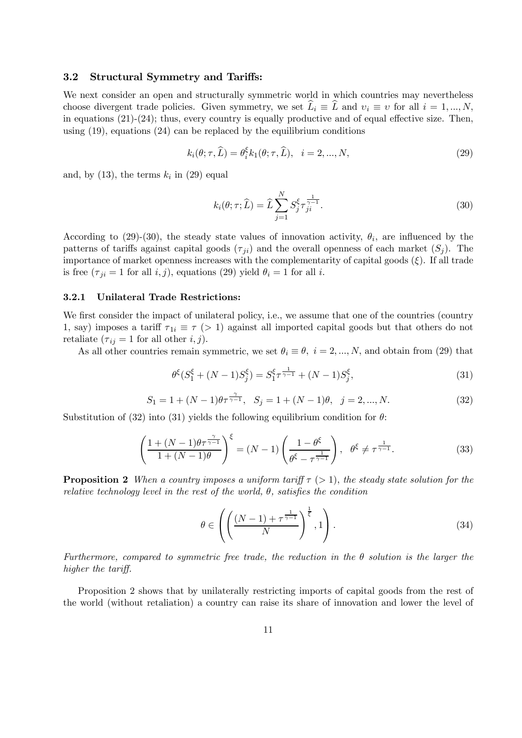### 3.2 Structural Symmetry and Tariffs:

We next consider an open and structurally symmetric world in which countries may nevertheless choose divergent trade policies. Given symmetry, we set $\widehat{L}_i \equiv \widehat{L}$ and $\upsilon_i \equiv \upsilon$ for all $i = 1, ..., N$, in equations (21)-(24); thus, every country is equally productive and of equal effective size. Then, using (19), equations (24) can be replaced by the equilibrium conditions

$$k_i(\theta; \tau, \widehat{L}) = \theta_i^{\xi} k_1(\theta; \tau, \widehat{L}), \quad i = 2, ..., N, \tag{29}$$

and, by (13), the terms $k_i$ in (29) equal

$$k_i(\theta; \tau; \widehat{L}) = \widehat{L} \sum_{j=1}^{N} S_j^{\xi} \tau_{ji}^{\frac{1}{\gamma - 1}}. \tag{30}$$

According to (29)-(30), the steady state values of innovation activity, $\theta_i$, are influenced by the patterns of tariffs against capital goods ($\tau_{ji}$) and the overall openness of each market ($S_j$). The importance of market openness increases with the complementarity of capital goods ($\xi$). If all trade is free ($\tau_{ji} = 1$ for all $i, j$), equations (29) yield $\theta_i = 1$ for all $i$.

#### 3.2.1 Unilateral Trade Restrictions:

We first consider the impact of unilateral policy, i.e., we assume that one of the countries (country 1, say) imposes a tariff $\tau_{1i} \equiv \tau$ ($> 1$) against all imported capital goods but that others do not retaliate ($\tau_{ij} = 1$ for all other $i, j$).

As all other countries remain symmetric, we set $\theta_i \equiv \theta, \ i = 2, ..., N$, and obtain from (29) that

$$\theta^{\xi}(S_1^{\xi} + (N-1)S_j^{\xi}) = S_1^{\xi} \tau^{\frac{1}{\gamma - 1}} + (N-1)S_j^{\xi}, \tag{31}$$

$$S_1 = 1 + (N-1)\theta \tau^{\frac{\gamma}{\gamma - 1}}, \quad S_j = 1 + (N-1)\theta, \quad j = 2, ..., N. \tag{32}$$

Substitution of (32) into (31) yields the following equilibrium condition for $\theta$:

$$\left( \frac{1 + (N-1)\theta \tau^{\frac{\gamma}{\gamma - 1}}}{1 + (N-1)\theta} \right)^{\xi} = (N-1) \left( \frac{1 - \theta^{\xi}}{\theta^{\xi} - \tau^{\frac{1}{\gamma - 1}}} \right), \quad \theta^{\xi} \neq \tau^{\frac{1}{\gamma - 1}}. \tag{33}$$

**Proposition 2** *When a country imposes a uniform tariff $\tau$ ($> 1$), the steady state solution for the relative technology level in the rest of the world, $\theta$, satisfies the condition*

$$\theta \in \left( \left( \frac{(N-1) + \tau^{\frac{1}{\gamma - 1}}}{N} \right)^{\frac{1}{\xi}}, 1 \right). \tag{34}$$

*Furthermore, compared to symmetric free trade, the reduction in the $\theta$ solution is the larger the higher the tariff.*

Proposition 2 shows that by unilaterally restricting imports of capital goods from the rest of the world (without retaliation) a country can raise its share of innovation and lower the level of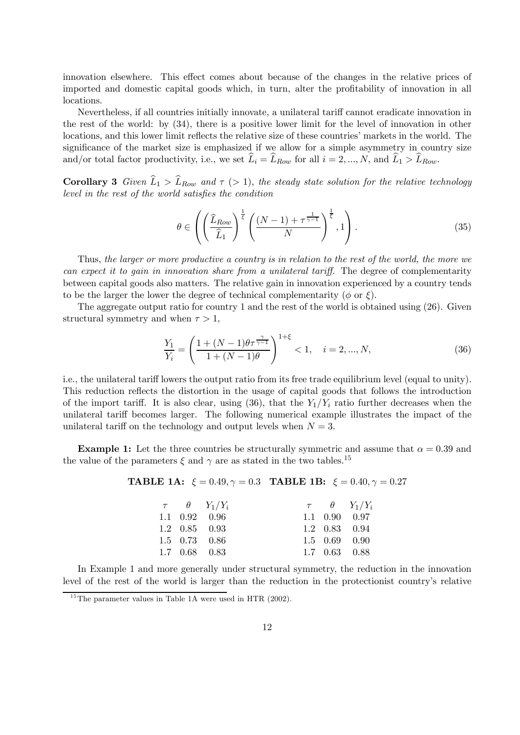innovation elsewhere. This effect comes about because of the changes in the relative prices of imported and domestic capital goods which, in turn, alter the profitability of innovation in all locations.

Nevertheless, if all countries initially innovate, a unilateral tariff cannot eradicate innovation in the rest of the world: by (34), there is a positive lower limit for the level of innovation in other locations, and this lower limit reflects the relative size of these countries' markets in the world. The significance of the market size is emphasized if we allow for a simple asymmetry in country size and/or total factor productivity, i.e., we set $\widehat{L}_i = \widehat{L}_{Row}$ for all $i = 2, ..., N$, and $\widehat{L}_1 > \widehat{L}_{Row}$.

**Corollary 3** *Given $\widehat{L}_1 > \widehat{L}_{Row}$ and $\tau$ ($> 1$), the steady state solution for the relative technology level in the rest of the world satisfies the condition*

$$\theta \in \left( \left( \frac{\widehat{L}_{Row}}{\widehat{L}_1} \right)^{\frac{1}{\xi}} \left( \frac{(N-1) + \tau^{\frac{1}{\gamma-1}}}{N} \right)^{\frac{1}{\xi}}, 1 \right). \tag{35}$$

Thus, *the larger or more productive a country is in relation to the rest of the world, the more we can expect it to gain in innovation share from a unilateral tariff.* The degree of complementarity between capital goods also matters. The relative gain in innovation experienced by a country tends to be the larger the lower the degree of technical complementarity ($\phi$ or $\xi$).

The aggregate output ratio for country 1 and the rest of the world is obtained using (26). Given structural symmetry and when $\tau > 1$,

$$\frac{Y_1}{Y_i} = \left( \frac{1 + (N-1)\theta\tau^{\frac{\gamma}{\gamma-1}}}{1 + (N-1)\theta} \right)^{1+\xi} < 1, \quad i = 2, ..., N, \tag{36}$$

i.e., the unilateral tariff lowers the output ratio from its free trade equilibrium level (equal to unity). This reduction reflects the distortion in the usage of capital goods that follows the introduction of the import tariff. It is also clear, using (36), that the $Y_1/Y_i$ ratio further decreases when the unilateral tariff becomes larger. The following numerical example illustrates the impact of the unilateral tariff on the technology and output levels when $N = 3$.

**Example 1:** Let the three countries be structurally symmetric and assume that $\alpha = 0.39$ and the value of the parameters $\xi$ and $\gamma$ are as stated in the two tables.[15]

**TABLE 1A:** $\xi = 0.49, \gamma = 0.3$

| $\tau$ | $\theta$ | $Y_1/Y_i$ |
|---|---|---|
| 1.1 | 0.92 | 0.96 |
| 1.2 | 0.85 | 0.93 |
| 1.5 | 0.73 | 0.86 |
| 1.7 | 0.68 | 0.83 |

**TABLE 1B:** $\xi = 0.40, \gamma = 0.27$

| $\tau$ | $\theta$ | $Y_1/Y_i$ |
|---|---|---|
| 1.1 | 0.90 | 0.97 |
| 1.2 | 0.83 | 0.94 |
| 1.5 | 0.69 | 0.90 |
| 1.7 | 0.63 | 0.88 |

In Example 1 and more generally under structural symmetry, the reduction in the innovation level of the rest of the world is larger than the reduction in the protectionist country's relative

[15] The parameter values in Table 1A were used in HTR (2002).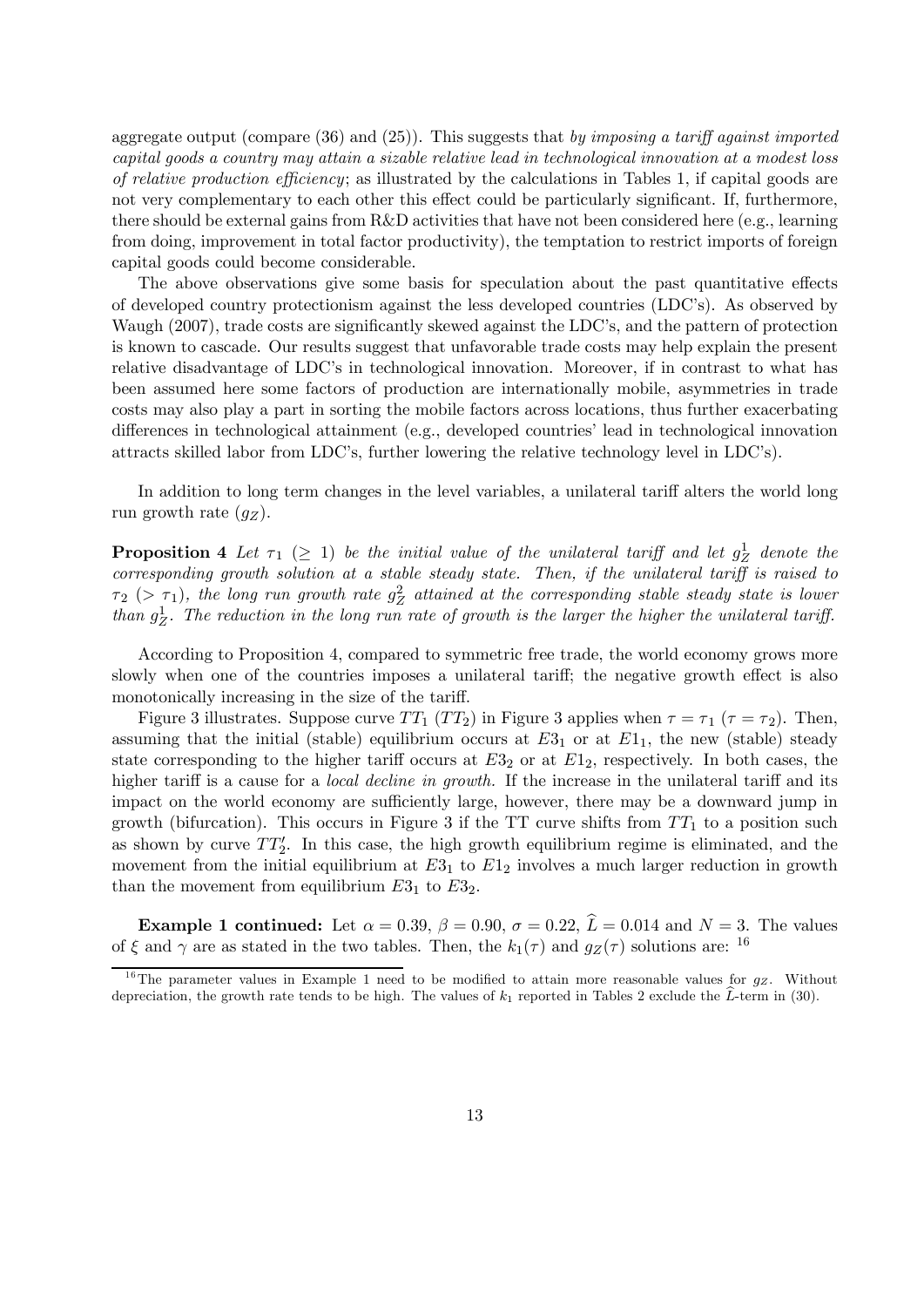aggregate output (compare (36) and (25)). This suggests that *by imposing a tariff against imported capital goods a country may attain a sizable relative lead in technological innovation at a modest loss of relative production efficiency*; as illustrated by the calculations in Tables 1, if capital goods are not very complementary to each other this effect could be particularly significant. If, furthermore, there should be external gains from R&D activities that have not been considered here (e.g., learning from doing, improvement in total factor productivity), the temptation to restrict imports of foreign capital goods could become considerable.

The above observations give some basis for speculation about the past quantitative effects of developed country protectionism against the less developed countries (LDC's). As observed by Waugh (2007), trade costs are significantly skewed against the LDC's, and the pattern of protection is known to cascade. Our results suggest that unfavorable trade costs may help explain the present relative disadvantage of LDC's in technological innovation. Moreover, if in contrast to what has been assumed here some factors of production are internationally mobile, asymmetries in trade costs may also play a part in sorting the mobile factors across locations, thus further exacerbating differences in technological attainment (e.g., developed countries' lead in technological innovation attracts skilled labor from LDC's, further lowering the relative technology level in LDC's).

In addition to long term changes in the level variables, a unilateral tariff alters the world long run growth rate ($g_Z$).

**Proposition 4** *Let $\tau_1$ ($\geq 1$) be the initial value of the unilateral tariff and let $g_Z^1$ denote the corresponding growth solution at a stable steady state. Then, if the unilateral tariff is raised to $\tau_2$ ($> \tau_1$), the long run growth rate $g_Z^2$ attained at the corresponding stable steady state is lower than $g_Z^1$. The reduction in the long run rate of growth is the larger the higher the unilateral tariff.*

According to Proposition 4, compared to symmetric free trade, the world economy grows more slowly when one of the countries imposes a unilateral tariff; the negative growth effect is also monotonically increasing in the size of the tariff.

Figure 3 illustrates. Suppose curve $TT_1$ ($TT_2$) in Figure 3 applies when $\tau = \tau_1$ ($\tau = \tau_2$). Then, assuming that the initial (stable) equilibrium occurs at $E3_1$ or at $E1_1$, the new (stable) steady state corresponding to the higher tariff occurs at $E3_2$ or at $E1_2$, respectively. In both cases, the higher tariff is a cause for a *local decline in growth.* If the increase in the unilateral tariff and its impact on the world economy are sufficiently large, however, there may be a downward jump in growth (bifurcation). This occurs in Figure 3 if the TT curve shifts from $TT_1$ to a position such as shown by curve $TT_2'$. In this case, the high growth equilibrium regime is eliminated, and the movement from the initial equilibrium at $E3_1$ to $E1_2$ involves a much larger reduction in growth than the movement from equilibrium $E3_1$ to $E3_2$.

**Example 1 continued:** Let $\alpha = 0.39$, $\beta = 0.90$, $\sigma = 0.22$, $\widehat{L} = 0.014$ and $N = 3$. The values of $\xi$ and $\gamma$ are as stated in the two tables. Then, the $k_1(\tau)$ and $g_Z(\tau)$ solutions are: [16]

[16] The parameter values in Example 1 need to be modified to attain more reasonable values for $g_Z$. Without depreciation, the growth rate tends to be high. The values of $k_1$ reported in Tables 2 exclude the $\widehat{L}$-term in (30).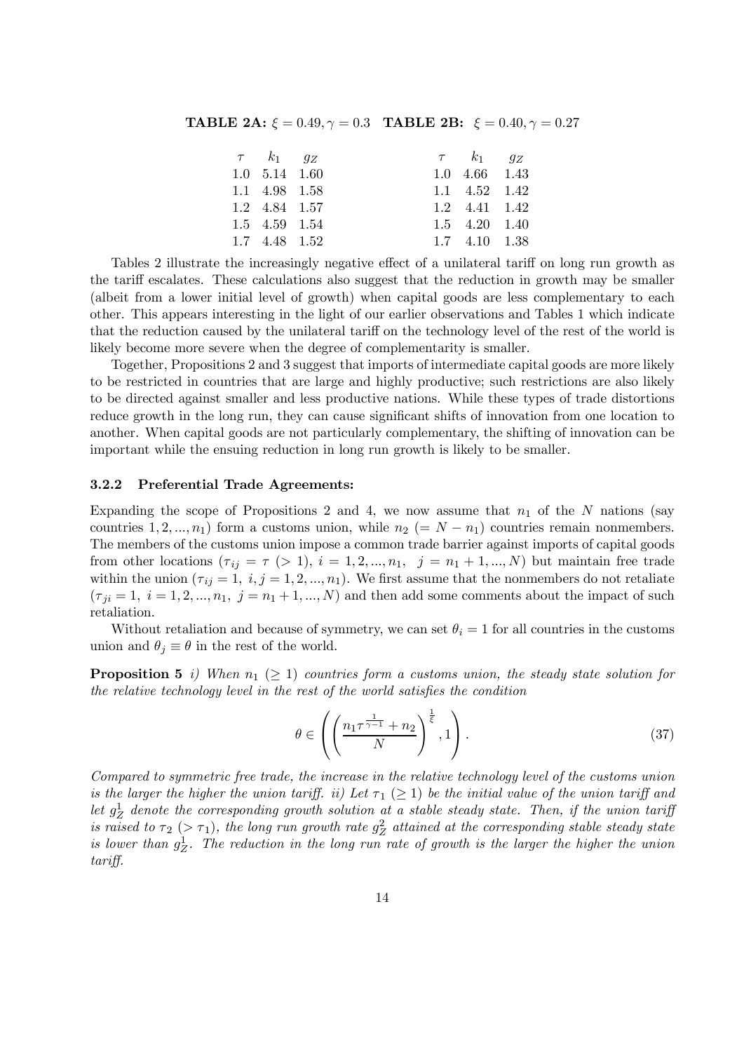**TABLE 2A:** $\xi = 0.49, \gamma = 0.3$ **TABLE 2B:** $\xi = 0.40, \gamma = 0.27$

| $\tau$ | $k_1$ | $g_Z$ |
|---|---|---|
| 1.0 | 5.14 | 1.60 |
| 1.1 | 4.98 | 1.58 |
| 1.2 | 4.84 | 1.57 |
| 1.5 | 4.59 | 1.54 |
| 1.7 | 4.48 | 1.52 |

| $\tau$ | $k_1$ | $g_Z$ |
|---|---|---|
| 1.0 | 4.66 | 1.43 |
| 1.1 | 4.52 | 1.42 |
| 1.2 | 4.41 | 1.42 |
| 1.5 | 4.20 | 1.40 |
| 1.7 | 4.10 | 1.38 |

Tables 2 illustrate the increasingly negative effect of a unilateral tariff on long run growth as the tariff escalates. These calculations also suggest that the reduction in growth may be smaller (albeit from a lower initial level of growth) when capital goods are less complementary to each other. This appears interesting in the light of our earlier observations and Tables 1 which indicate that the reduction caused by the unilateral tariff on the technology level of the rest of the world is likely become more severe when the degree of complementarity is smaller.

Together, Propositions 2 and 3 suggest that imports of intermediate capital goods are more likely to be restricted in countries that are large and highly productive; such restrictions are also likely to be directed against smaller and less productive nations. While these types of trade distortions reduce growth in the long run, they can cause significant shifts of innovation from one location to another. When capital goods are not particularly complementary, the shifting of innovation can be important while the ensuing reduction in long run growth is likely to be smaller.

### 3.2.2 Preferential Trade Agreements:

Expanding the scope of Propositions 2 and 4, we now assume that $n_1$ of the $N$ nations (say countries $1, 2, ..., n_1$) form a customs union, while $n_2$ $(= N - n_1)$ countries remain nonmembers. The members of the customs union impose a common trade barrier against imports of capital goods from other locations ($\tau_{ij} = \tau$ $(> 1)$, $i = 1, 2, ..., n_1$, $j = n_1 + 1, ..., N$) but maintain free trade within the union ($\tau_{ij} = 1$, $i, j = 1, 2, ..., n_1$). We first assume that the nonmembers do not retaliate ($\tau_{ji} = 1$, $i = 1, 2, ..., n_1$, $j = n_1 + 1, ..., N$) and then add some comments about the impact of such retaliation.

Without retaliation and because of symmetry, we can set $\theta_i = 1$ for all countries in the customs union and $\theta_j \equiv \theta$ in the rest of the world.

**Proposition 5** *i) When $n_1$ $(\geq 1)$ countries form a customs union, the steady state solution for the relative technology level in the rest of the world satisfies the condition*

$$\theta \in \left( \left( \frac{n_1 \tau^{\frac{1}{\gamma - 1}} + n_2}{N} \right)^{\frac{1}{\xi}}, 1 \right). \tag{37}$$

*Compared to symmetric free trade, the increase in the relative technology level of the customs union is the larger the higher the union tariff. ii) Let $\tau_1$ $(\geq 1)$ be the initial value of the union tariff and let $g_Z^1$ denote the corresponding growth solution at a stable steady state. Then, if the union tariff is raised to $\tau_2$ $(> \tau_1)$, the long run growth rate $g_Z^2$ attained at the corresponding stable steady state is lower than $g_Z^1$. The reduction in the long run rate of growth is the larger the higher the union tariff.*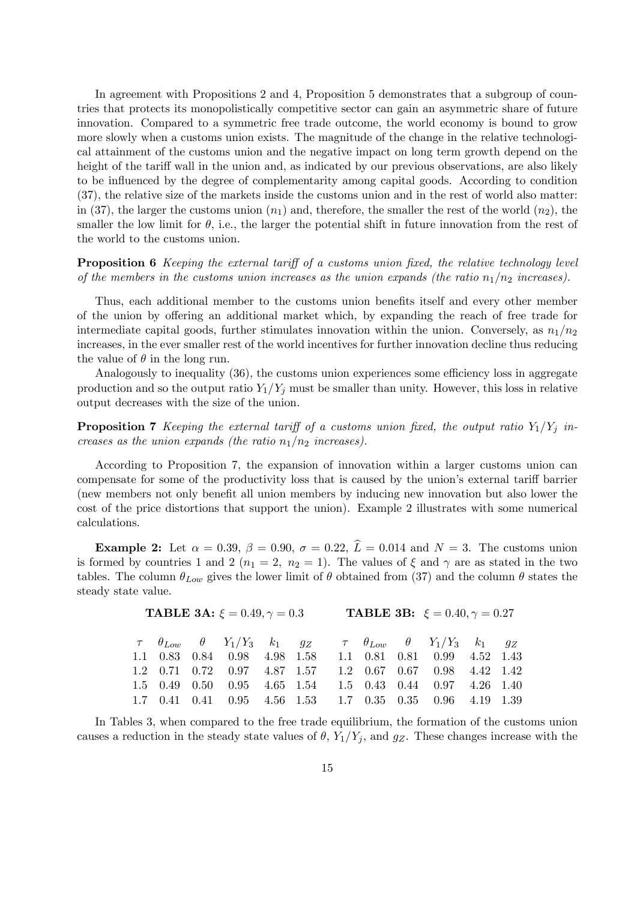In agreement with Propositions 2 and 4, Proposition 5 demonstrates that a subgroup of countries that protects its monopolistically competitive sector can gain an asymmetric share of future innovation. Compared to a symmetric free trade outcome, the world economy is bound to grow more slowly when a customs union exists. The magnitude of the change in the relative technological attainment of the customs union and the negative impact on long term growth depend on the height of the tariff wall in the union and, as indicated by our previous observations, are also likely to be influenced by the degree of complementarity among capital goods. According to condition (37), the relative size of the markets inside the customs union and in the rest of world also matter: in (37), the larger the customs union ($n_1$) and, therefore, the smaller the rest of the world ($n_2$), the smaller the low limit for $\theta$, i.e., the larger the potential shift in future innovation from the rest of the world to the customs union.

**Proposition 6** *Keeping the external tariff of a customs union fixed, the relative technology level of the members in the customs union increases as the union expands (the ratio $n_1/n_2$ increases).*

Thus, each additional member to the customs union benefits itself and every other member of the union by offering an additional market which, by expanding the reach of free trade for intermediate capital goods, further stimulates innovation within the union. Conversely, as $n_1/n_2$ increases, in the ever smaller rest of the world incentives for further innovation decline thus reducing the value of $\theta$ in the long run.

Analogously to inequality (36), the customs union experiences some efficiency loss in aggregate production and so the output ratio $Y_1/Y_j$ must be smaller than unity. However, this loss in relative output decreases with the size of the union.

**Proposition 7** *Keeping the external tariff of a customs union fixed, the output ratio $Y_1/Y_j$ increases as the union expands (the ratio $n_1/n_2$ increases).*

According to Proposition 7, the expansion of innovation within a larger customs union can compensate for some of the productivity loss that is caused by the union's external tariff barrier (new members not only benefit all union members by inducing new innovation but also lower the cost of the price distortions that support the union). Example 2 illustrates with some numerical calculations.

**Example 2:** Let $\alpha = 0.39$, $\beta = 0.90$, $\sigma = 0.22$, $\widehat{L} = 0.014$ and $N = 3$. The customs union is formed by countries 1 and 2 ($n_1 = 2,\ n_2 = 1$). The values of $\xi$ and $\gamma$ are as stated in the two tables. The column $\theta_{Low}$ gives the lower limit of $\theta$ obtained from (37) and the column $\theta$ states the steady state value.

**TABLE 3A:** $\xi = 0.49, \gamma = 0.3$

| $\tau$ | $\theta_{Low}$ | $\theta$ | $Y_1/Y_3$ | $k_1$ | $g_Z$ |
|---|---|---|---|---|---|
| 1.1 | 0.83 | 0.84 | 0.98 | 4.98 | 1.58 |
| 1.2 | 0.71 | 0.72 | 0.97 | 4.87 | 1.57 |
| 1.5 | 0.49 | 0.50 | 0.95 | 4.65 | 1.54 |
| 1.7 | 0.41 | 0.41 | 0.95 | 4.56 | 1.53 |

**TABLE 3B:** $\xi = 0.40, \gamma = 0.27$

| $\tau$ | $\theta_{Low}$ | $\theta$ | $Y_1/Y_3$ | $k_1$ | $g_Z$ |
|---|---|---|---|---|---|
| 1.1 | 0.81 | 0.81 | 0.99 | 4.52 | 1.43 |
| 1.2 | 0.67 | 0.67 | 0.98 | 4.42 | 1.42 |
| 1.5 | 0.43 | 0.44 | 0.97 | 4.26 | 1.40 |
| 1.7 | 0.35 | 0.35 | 0.96 | 4.19 | 1.39 |

In Tables 3, when compared to the free trade equilibrium, the formation of the customs union causes a reduction in the steady state values of $\theta$, $Y_1/Y_j$, and $g_Z$. These changes increase with the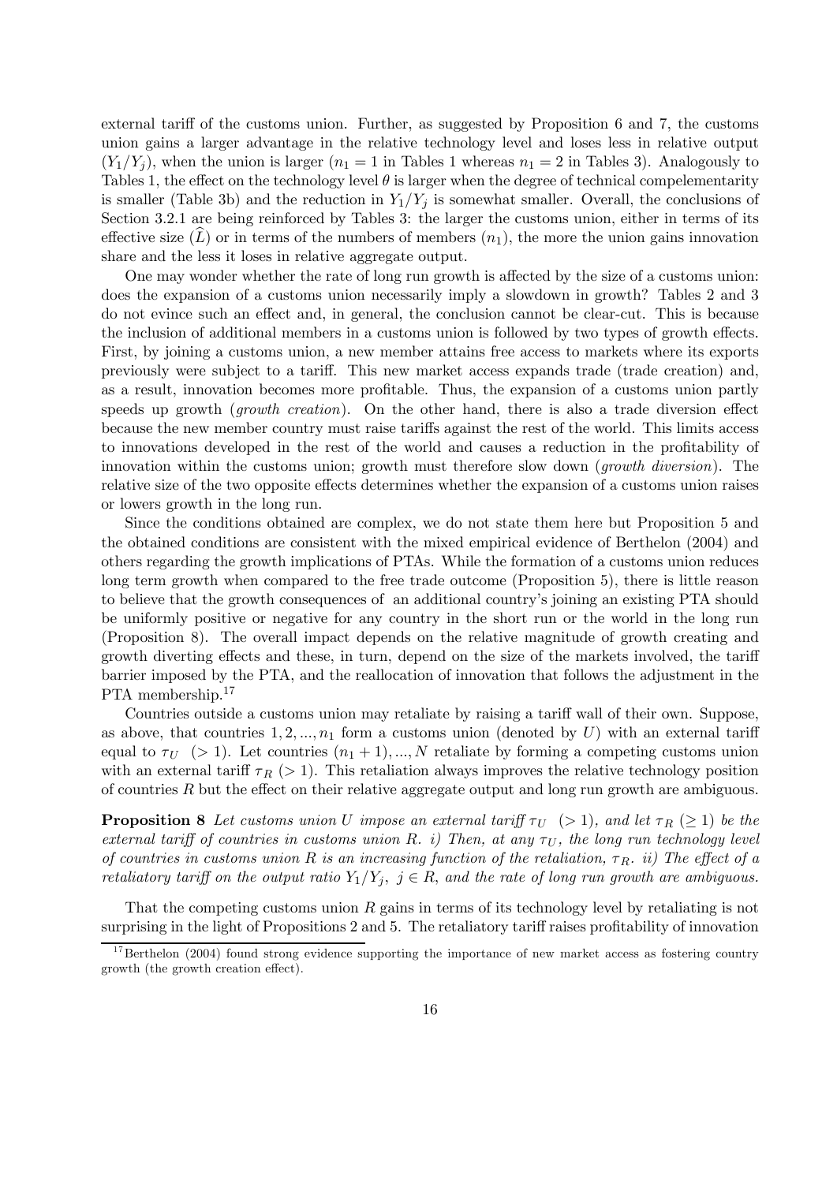external tariff of the customs union. Further, as suggested by Proposition 6 and 7, the customs union gains a larger advantage in the relative technology level and loses less in relative output ($Y_1/Y_j$), when the union is larger ($n_1 = 1$ in Tables 1 whereas $n_1 = 2$ in Tables 3). Analogously to Tables 1, the effect on the technology level $\theta$ is larger when the degree of technical compelementarity is smaller (Table 3b) and the reduction in $Y_1/Y_j$ is somewhat smaller. Overall, the conclusions of Section 3.2.1 are being reinforced by Tables 3: the larger the customs union, either in terms of its effective size ($\widehat{L}$) or in terms of the numbers of members ($n_1$), the more the union gains innovation share and the less it loses in relative aggregate output.

One may wonder whether the rate of long run growth is affected by the size of a customs union: does the expansion of a customs union necessarily imply a slowdown in growth? Tables 2 and 3 do not evince such an effect and, in general, the conclusion cannot be clear-cut. This is because the inclusion of additional members in a customs union is followed by two types of growth effects. First, by joining a customs union, a new member attains free access to markets where its exports previously were subject to a tariff. This new market access expands trade (trade creation) and, as a result, innovation becomes more profitable. Thus, the expansion of a customs union partly speeds up growth (*growth creation*). On the other hand, there is also a trade diversion effect because the new member country must raise tariffs against the rest of the world. This limits access to innovations developed in the rest of the world and causes a reduction in the profitability of innovation within the customs union; growth must therefore slow down (*growth diversion*). The relative size of the two opposite effects determines whether the expansion of a customs union raises or lowers growth in the long run.

Since the conditions obtained are complex, we do not state them here but Proposition 5 and the obtained conditions are consistent with the mixed empirical evidence of Berthelon (2004) and others regarding the growth implications of PTAs. While the formation of a customs union reduces long term growth when compared to the free trade outcome (Proposition 5), there is little reason to believe that the growth consequences of an additional country's joining an existing PTA should be uniformly positive or negative for any country in the short run or the world in the long run (Proposition 8). The overall impact depends on the relative magnitude of growth creating and growth diverting effects and these, in turn, depend on the size of the markets involved, the tariff barrier imposed by the PTA, and the reallocation of innovation that follows the adjustment in the PTA membership.[17]

Countries outside a customs union may retaliate by raising a tariff wall of their own. Suppose, as above, that countries $1, 2, ..., n_1$ form a customs union (denoted by $U$) with an external tariff equal to $\tau_U$ ($> 1$). Let countries $(n_1 + 1), ..., N$ retaliate by forming a competing customs union with an external tariff $\tau_R$ ($> 1$). This retaliation always improves the relative technology position of countries $R$ but the effect on their relative aggregate output and long run growth are ambiguous.

**Proposition 8** *Let customs union $U$ impose an external tariff $\tau_U$ ($> 1$), and let $\tau_R$ ($\geq 1$) be the external tariff of countries in customs union $R$. i) Then, at any $\tau_U$, the long run technology level of countries in customs union $R$ is an increasing function of the retaliation, $\tau_R$. ii) The effect of a retaliatory tariff on the output ratio $Y_1/Y_j$, $j \in R$, and the rate of long run growth are ambiguous.*

That the competing customs union $R$ gains in terms of its technology level by retaliating is not surprising in the light of Propositions 2 and 5. The retaliatory tariff raises profitability of innovation

[17] Berthelon (2004) found strong evidence supporting the importance of new market access as fostering country growth (the growth creation effect).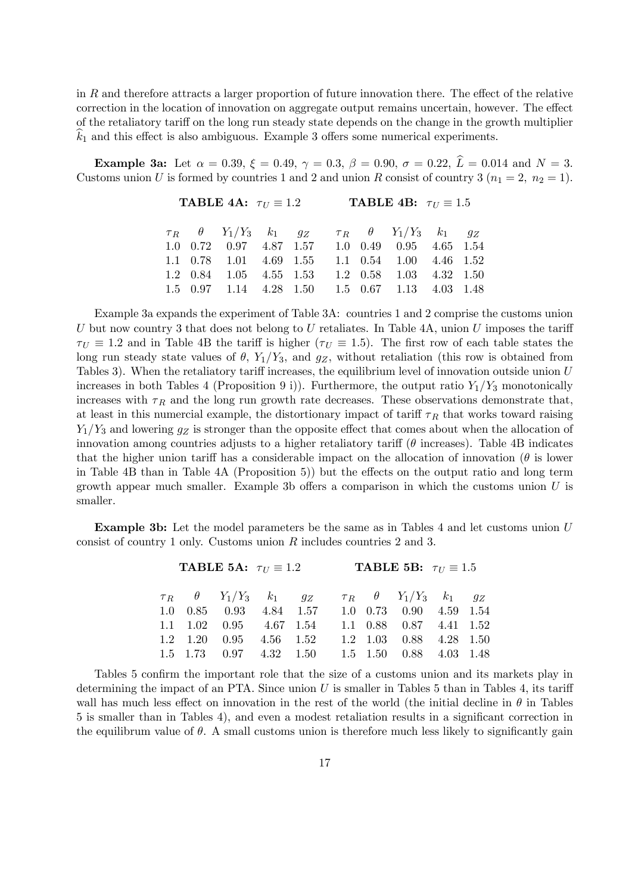in $R$ and therefore attracts a larger proportion of future innovation there. The effect of the relative correction in the location of innovation on aggregate output remains uncertain, however. The effect of the retaliatory tariff on the long run steady state depends on the change in the growth multiplier $\widehat{k}_1$ and this effect is also ambiguous. Example 3 offers some numerical experiments.

**Example 3a:** Let $\alpha = 0.39$, $\xi = 0.49$, $\gamma = 0.3$, $\beta = 0.90$, $\sigma = 0.22$, $\widehat{L} = 0.014$ and $N = 3$. Customs union $U$ is formed by countries 1 and 2 and union $R$ consist of country 3 ($n_1 = 2$, $n_2 = 1$).

**TABLE 4A:** $\tau_U \equiv 1.2$

| $\tau_R$ | $\theta$ | $Y_1/Y_3$ | $k_1$ | $g_Z$ |
|---|---|---|---|---|
| 1.0 | 0.72 | 0.97 | 4.87 | 1.57 |
| 1.1 | 0.78 | 1.01 | 4.69 | 1.55 |
| 1.2 | 0.84 | 1.05 | 4.55 | 1.53 |
| 1.5 | 0.97 | 1.14 | 4.28 | 1.50 |

**TABLE 4B:** $\tau_U \equiv 1.5$

| $\tau_R$ | $\theta$ | $Y_1/Y_3$ | $k_1$ | $g_Z$ |
|---|---|---|---|---|
| 1.0 | 0.49 | 0.95 | 4.65 | 1.54 |
| 1.1 | 0.54 | 1.00 | 4.46 | 1.52 |
| 1.2 | 0.58 | 1.03 | 4.32 | 1.50 |
| 1.5 | 0.67 | 1.13 | 4.03 | 1.48 |

Example 3a expands the experiment of Table 3A: countries 1 and 2 comprise the customs union $U$ but now country 3 that does not belong to $U$ retaliates. In Table 4A, union $U$ imposes the tariff $\tau_U \equiv 1.2$ and in Table 4B the tariff is higher ($\tau_U \equiv 1.5$). The first row of each table states the long run steady state values of $\theta$, $Y_1/Y_3$, and $g_Z$, without retaliation (this row is obtained from Tables 3). When the retaliatory tariff increases, the equilibrium level of innovation outside union $U$ increases in both Tables 4 (Proposition 9 i)). Furthermore, the output ratio $Y_1/Y_3$ monotonically increases with $\tau_R$ and the long run growth rate decreases. These observations demonstrate that, at least in this numercial example, the distortionary impact of tariff $\tau_R$ that works toward raising $Y_1/Y_3$ and lowering $g_Z$ is stronger than the opposite effect that comes about when the allocation of innovation among countries adjusts to a higher retaliatory tariff ($\theta$ increases). Table 4B indicates that the higher union tariff has a considerable impact on the allocation of innovation ($\theta$ is lower in Table 4B than in Table 4A (Proposition 5)) but the effects on the output ratio and long term growth appear much smaller. Example 3b offers a comparison in which the customs union $U$ is smaller.

**Example 3b:** Let the model parameters be the same as in Tables 4 and let customs union $U$ consist of country 1 only. Customs union $R$ includes countries 2 and 3.

**TABLE 5A:** $\tau_U \equiv 1.2$

| $\tau_R$ | $\theta$ | $Y_1/Y_3$ | $k_1$ | $g_Z$ |
|---|---|---|---|---|
| 1.0 | 0.85 | 0.93 | 4.84 | 1.57 |
| 1.1 | 1.02 | 0.95 | 4.67 | 1.54 |
| 1.2 | 1.20 | 0.95 | 4.56 | 1.52 |
| 1.5 | 1.73 | 0.97 | 4.32 | 1.50 |

**TABLE 5B:** $\tau_U \equiv 1.5$

| $\tau_R$ | $\theta$ | $Y_1/Y_3$ | $k_1$ | $g_Z$ |
|---|---|---|---|---|
| 1.0 | 0.73 | 0.90 | 4.59 | 1.54 |
| 1.1 | 0.88 | 0.87 | 4.41 | 1.52 |
| 1.2 | 1.03 | 0.88 | 4.28 | 1.50 |
| 1.5 | 1.50 | 0.88 | 4.03 | 1.48 |

Tables 5 confirm the important role that the size of a customs union and its markets play in determining the impact of an PTA. Since union $U$ is smaller in Tables 5 than in Tables 4, its tariff wall has much less effect on innovation in the rest of the world (the initial decline in $\theta$ in Tables 5 is smaller than in Tables 4), and even a modest retaliation results in a significant correction in the equilibrum value of $\theta$. A small customs union is therefore much less likely to significantly gain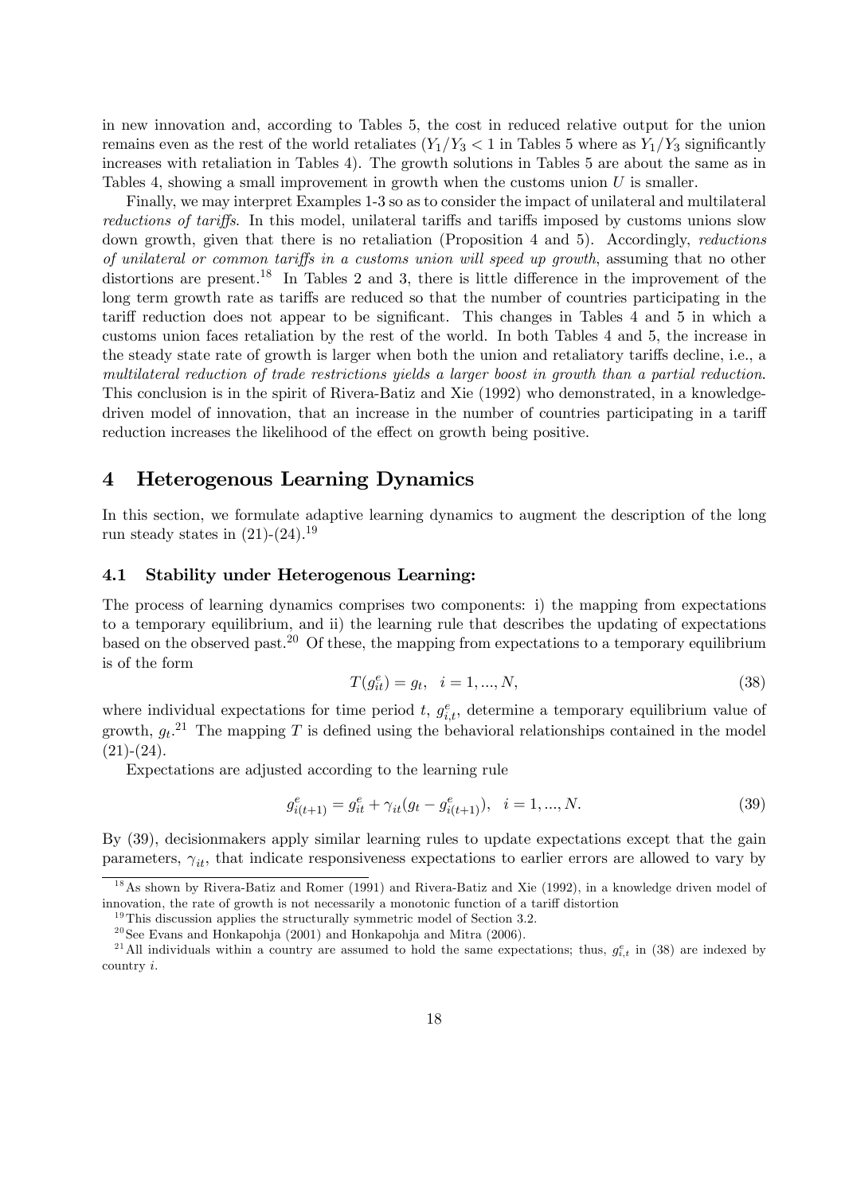in new innovation and, according to Tables 5, the cost in reduced relative output for the union remains even as the rest of the world retaliates ($Y_1/Y_3 < 1$ in Tables 5 where as $Y_1/Y_3$ significantly increases with retaliation in Tables 4). The growth solutions in Tables 5 are about the same as in Tables 4, showing a small improvement in growth when the customs union $U$ is smaller.

Finally, we may interpret Examples 1-3 so as to consider the impact of unilateral and multilateral *reductions of tariffs*. In this model, unilateral tariffs and tariffs imposed by customs unions slow down growth, given that there is no retaliation (Proposition 4 and 5). Accordingly, *reductions of unilateral or common tariffs in a customs union will speed up growth*, assuming that no other distortions are present.[18] In Tables 2 and 3, there is little difference in the improvement of the long term growth rate as tariffs are reduced so that the number of countries participating in the tariff reduction does not appear to be significant. This changes in Tables 4 and 5 in which a customs union faces retaliation by the rest of the world. In both Tables 4 and 5, the increase in the steady state rate of growth is larger when both the union and retaliatory tariffs decline, i.e., a *multilateral reduction of trade restrictions yields a larger boost in growth than a partial reduction*. This conclusion is in the spirit of Rivera-Batiz and Xie (1992) who demonstrated, in a knowledge-driven model of innovation, that an increase in the number of countries participating in a tariff reduction increases the likelihood of the effect on growth being positive.

## 4 Heterogenous Learning Dynamics

In this section, we formulate adaptive learning dynamics to augment the description of the long run steady states in (21)-(24).[19]

### 4.1 Stability under Heterogenous Learning:

The process of learning dynamics comprises two components: i) the mapping from expectations to a temporary equilibrium, and ii) the learning rule that describes the updating of expectations based on the observed past.[20] Of these, the mapping from expectations to a temporary equilibrium is of the form

$$T(g_{it}^e) = g_t, \quad i = 1, ..., N, \tag{38}$$

where individual expectations for time period $t$, $g_{i,t}^e$, determine a temporary equilibrium value of growth, $g_t$.[21] The mapping $T$ is defined using the behavioral relationships contained in the model (21)-(24).

Expectations are adjusted according to the learning rule

$$g_{i(t+1)}^e = g_{it}^e + \gamma_{it}(g_t - g_{i(t+1)}^e), \quad i = 1, ..., N. \tag{39}$$

By (39), decisionmakers apply similar learning rules to update expectations except that the gain parameters, $\gamma_{it}$, that indicate responsiveness expectations to earlier errors are allowed to vary by

---

[18] As shown by Rivera-Batiz and Romer (1991) and Rivera-Batiz and Xie (1992), in a knowledge driven model of innovation, the rate of growth is not necessarily a monotonic function of a tariff distortion

[19] This discussion applies the structurally symmetric model of Section 3.2.

[20] See Evans and Honkapohja (2001) and Honkapohja and Mitra (2006).

[21] All individuals within a country are assumed to hold the same expectations; thus, $g_{i,t}^e$ in (38) are indexed by country $i$.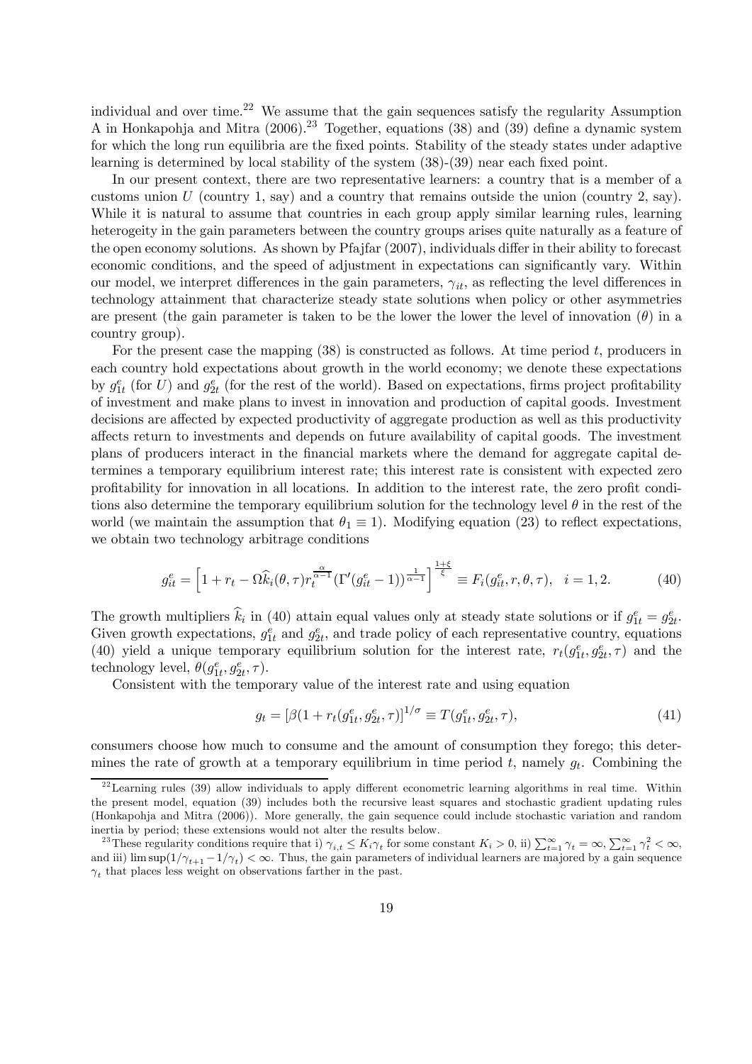individual and over time.[22] We assume that the gain sequences satisfy the regularity Assumption A in Honkapohja and Mitra (2006).[23] Together, equations (38) and (39) define a dynamic system for which the long run equilibria are the fixed points. Stability of the steady states under adaptive learning is determined by local stability of the system (38)-(39) near each fixed point.

In our present context, there are two representative learners: a country that is a member of a customs union $U$ (country 1, say) and a country that remains outside the union (country 2, say). While it is natural to assume that countries in each group apply similar learning rules, learning heterogeity in the gain parameters between the country groups arises quite naturally as a feature of the open economy solutions. As shown by Pfajfar (2007), individuals differ in their ability to forecast economic conditions, and the speed of adjustment in expectations can significantly vary. Within our model, we interpret differences in the gain parameters, $\gamma_{it}$, as reflecting the level differences in technology attainment that characterize steady state solutions when policy or other asymmetries are present (the gain parameter is taken to be the lower the lower the level of innovation ($\theta$) in a country group).

For the present case the mapping (38) is constructed as follows. At time period $t$, producers in each country hold expectations about growth in the world economy; we denote these expectations by $g^e_{1t}$ (for $U$) and $g^e_{2t}$ (for the rest of the world). Based on expectations, firms project profitability of investment and make plans to invest in innovation and production of capital goods. Investment decisions are affected by expected productivity of aggregate production as well as this productivity affects return to investments and depends on future availability of capital goods. The investment plans of producers interact in the financial markets where the demand for aggregate capital determines a temporary equilibrium interest rate; this interest rate is consistent with expected zero profitability for innovation in all locations. In addition to the interest rate, the zero profit conditions also determine the temporary equilibrium solution for the technology level $\theta$ in the rest of the world (we maintain the assumption that $\theta_1 \equiv 1$). Modifying equation (23) to reflect expectations, we obtain two technology arbitrage conditions

$$g^e_{it} = \left[1 + r_t - \Omega \widehat{k}_i(\theta, \tau) r_t^{\frac{\alpha}{\alpha-1}} (\Gamma'(g^e_{it} - 1))^{\frac{1}{\alpha-1}}\right]^{\frac{1+\xi}{\xi}} \equiv F_i(g^e_{it}, r, \theta, \tau), \quad i = 1, 2. \tag{40}$$

The growth multipliers $\widehat{k}_i$ in (40) attain equal values only at steady state solutions or if $g^e_{1t} = g^e_{2t}$. Given growth expectations, $g^e_{1t}$ and $g^e_{2t}$, and trade policy of each representative country, equations (40) yield a unique temporary equilibrium solution for the interest rate, $r_t(g^e_{1t}, g^e_{2t}, \tau)$ and the technology level, $\theta(g^e_{1t}, g^e_{2t}, \tau)$.

Consistent with the temporary value of the interest rate and using equation

$$g_t = [\beta(1 + r_t(g^e_{1t}, g^e_{2t}, \tau)]^{1/\sigma} \equiv T(g^e_{1t}, g^e_{2t}, \tau), \tag{41}$$

consumers choose how much to consume and the amount of consumption they forego; this determines the rate of growth at a temporary equilibrium in time period $t$, namely $g_t$. Combining the

[22] Learning rules (39) allow individuals to apply different econometric learning algorithms in real time. Within the present model, equation (39) includes both the recursive least squares and stochastic gradient updating rules (Honkapohja and Mitra (2006)). More generally, the gain sequence could include stochastic variation and random inertia by period; these extensions would not alter the results below.

[23] These regularity conditions require that i) $\gamma_{i,t} \leq K_i \gamma_t$ for some constant $K_i > 0$, ii) $\sum_{t=1}^{\infty} \gamma_t = \infty$, $\sum_{t=1}^{\infty} \gamma_t^2 < \infty$, and iii) $\limsup(1/\gamma_{t+1} - 1/\gamma_t) < \infty$. Thus, the gain parameters of individual learners are majored by a gain sequence $\gamma_t$ that places less weight on observations farther in the past.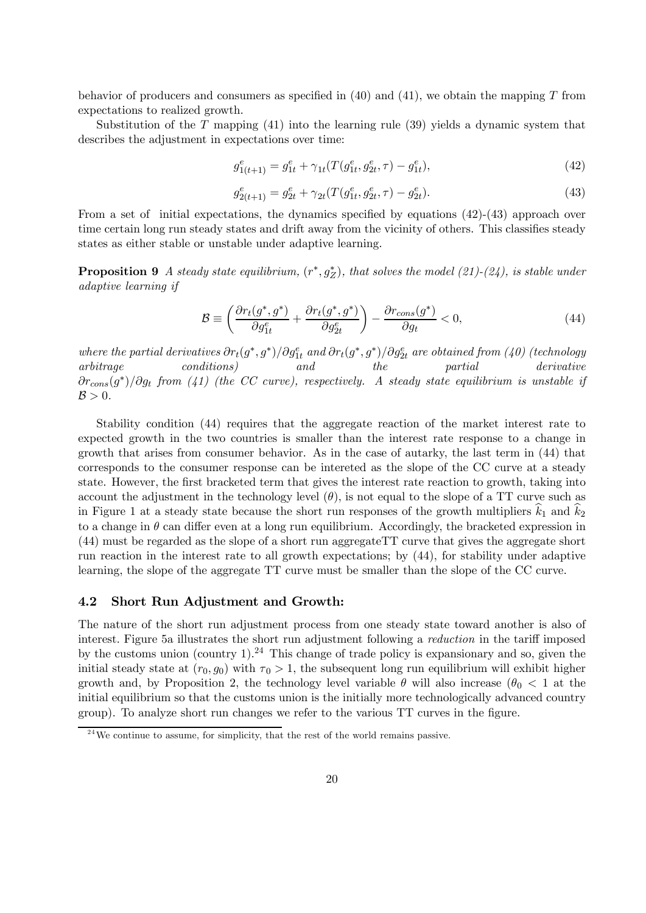behavior of producers and consumers as specified in (40) and (41), we obtain the mapping $T$ from expectations to realized growth.

Substitution of the $T$ mapping (41) into the learning rule (39) yields a dynamic system that describes the adjustment in expectations over time:

$$g^e_{1(t+1)} = g^e_{1t} + \gamma_{1t}(T(g^e_{1t}, g^e_{2t}, \tau) - g^e_{1t}), \tag{42}$$

$$g^e_{2(t+1)} = g^e_{2t} + \gamma_{2t}(T(g^e_{1t}, g^e_{2t}, \tau) - g^e_{2t}). \tag{43}$$

From a set of initial expectations, the dynamics specified by equations (42)-(43) approach over time certain long run steady states and drift away from the vicinity of others. This classifies steady states as either stable or unstable under adaptive learning.

**Proposition 9** *A steady state equilibrium, $(r^*, g^*_Z)$, that solves the model (21)-(24), is stable under adaptive learning if*

$$\mathcal{B} \equiv \left( \frac{\partial r_t(g^*, g^*)}{\partial g^e_{1t}} + \frac{\partial r_t(g^*, g^*)}{\partial g^e_{2t}} \right) - \frac{\partial r_{cons}(g^*)}{\partial g_t} < 0, \tag{44}$$

*where the partial derivatives $\partial r_t(g^*, g^*)/\partial g^e_{1t}$ and $\partial r_t(g^*, g^*)/\partial g^e_{2t}$ are obtained from (40) (technology arbitrage conditions) and the partial derivative $\partial r_{cons}(g^*)/\partial g_t$ from (41) (the CC curve), respectively. A steady state equilibrium is unstable if $\mathcal{B} > 0$.*

Stability condition (44) requires that the aggregate reaction of the market interest rate to expected growth in the two countries is smaller than the interest rate response to a change in growth that arises from consumer behavior. As in the case of autarky, the last term in (44) that corresponds to the consumer response can be intereted as the slope of the CC curve at a steady state. However, the first bracketed term that gives the interest rate reaction to growth, taking into account the adjustment in the technology level ($\theta$), is not equal to the slope of a TT curve such as in Figure 1 at a steady state because the short run responses of the growth multipliers $\widehat{k}_1$ and $\widehat{k}_2$ to a change in $\theta$ can differ even at a long run equilibrium. Accordingly, the bracketed expression in (44) must be regarded as the slope of a short run aggregateTT curve that gives the aggregate short run reaction in the interest rate to all growth expectations; by (44), for stability under adaptive learning, the slope of the aggregate TT curve must be smaller than the slope of the CC curve.

### 4.2 Short Run Adjustment and Growth:

The nature of the short run adjustment process from one steady state toward another is also of interest. Figure 5a illustrates the short run adjustment following a *reduction* in the tariff imposed by the customs union (country 1).[24] This change of trade policy is expansionary and so, given the initial steady state at $(r_0, g_0)$ with $\tau_0 > 1$, the subsequent long run equilibrium will exhibit higher growth and, by Proposition 2, the technology level variable $\theta$ will also increase ($\theta_0 < 1$ at the initial equilibrium so that the customs union is the initially more technologically advanced country group). To analyze short run changes we refer to the various TT curves in the figure.

[24] We continue to assume, for simplicity, that the rest of the world remains passive.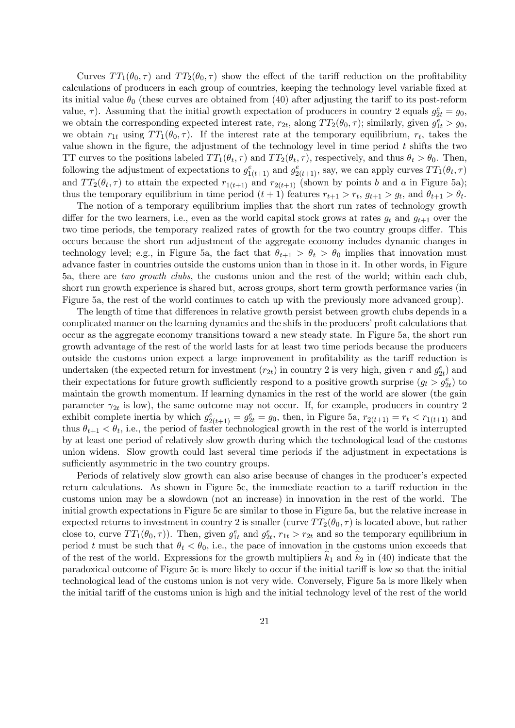Curves $TT_1(\theta_0, \tau)$ and $TT_2(\theta_0, \tau)$ show the effect of the tariff reduction on the profitability calculations of producers in each group of countries, keeping the technology level variable fixed at its initial value $\theta_0$ (these curves are obtained from (40) after adjusting the tariff to its post-reform value, $\tau$). Assuming that the initial growth expectation of producers in country 2 equals $g^e_{2t} = g_0$, we obtain the corresponding expected interest rate, $r_{2t}$, along $TT_2(\theta_0, \tau)$; similarly, given $g^e_{1t} > g_0$, we obtain $r_{1t}$ using $TT_1(\theta_0, \tau)$. If the interest rate at the temporary equilibrium, $r_t$, takes the value shown in the figure, the adjustment of the technology level in time period $t$ shifts the two TT curves to the positions labeled $TT_1(\theta_t, \tau)$ and $TT_2(\theta_t, \tau)$, respectively, and thus $\theta_t > \theta_0$. Then, following the adjustment of expectations to $g^e_{1(t+1)}$ and $g^e_{2(t+1)}$, say, we can apply curves $TT_1(\theta_t, \tau)$ and $TT_2(\theta_t, \tau)$ to attain the expected $r_{1(t+1)}$ and $r_{2(t+1)}$ (shown by points $b$ and $a$ in Figure 5a); thus the temporary equilibrium in time period $(t+1)$ features $r_{t+1} > r_t$, $g_{t+1} > g_t$, and $\theta_{t+1} > \theta_t$.

The notion of a temporary equilibrium implies that the short run rates of technology growth differ for the two learners, i.e., even as the world capital stock grows at rates $g_t$ and $g_{t+1}$ over the two time periods, the temporary realized rates of growth for the two country groups differ. This occurs because the short run adjustment of the aggregate economy includes dynamic changes in technology level; e.g., in Figure 5a, the fact that $\theta_{t+1} > \theta_t > \theta_0$ implies that innovation must advance faster in countries outside the customs union than in those in it. In other words, in Figure 5a, there are *two growth clubs*, the customs union and the rest of the world; within each club, short run growth experience is shared but, across groups, short term growth performance varies (in Figure 5a, the rest of the world continues to catch up with the previously more advanced group).

The length of time that differences in relative growth persist between growth clubs depends in a complicated manner on the learning dynamics and the shifs in the producers' profit calculations that occur as the aggregate economy transitions toward a new steady state. In Figure 5a, the short run growth advantage of the rest of the world lasts for at least two time periods because the producers outside the customs union expect a large improvement in profitability as the tariff reduction is undertaken (the expected return for investment ($r_{2t}$) in country 2 is very high, given $\tau$ and $g^e_{2t}$) and their expectations for future growth sufficiently respond to a positive growth surprise ($g_t > g^e_{2t}$) to maintain the growth momentum. If learning dynamics in the rest of the world are slower (the gain parameter $\gamma_{2t}$ is low), the same outcome may not occur. If, for example, producers in country 2 exhibit complete inertia by which $g^e_{2(t+1)} = g^e_{2t} = g_0$, then, in Figure 5a, $r_{2(t+1)} = r_t < r_{1(t+1)}$ and thus $\theta_{t+1} < \theta_t$, i.e., the period of faster technological growth in the rest of the world is interrupted by at least one period of relatively slow growth during which the technological lead of the customs union widens. Slow growth could last several time periods if the adjustment in expectations is sufficiently asymmetric in the two country groups.

Periods of relatively slow growth can also arise because of changes in the producer's expected return calculations. As shown in Figure 5c, the immediate reaction to a tariff reduction in the customs union may be a slowdown (not an increase) in innovation in the rest of the world. The initial growth expectations in Figure 5c are similar to those in Figure 5a, but the relative increase in expected returns to investment in country 2 is smaller (curve $TT_2(\theta_0, \tau)$ is located above, but rather close to, curve $TT_1(\theta_0, \tau)$). Then, given $g^e_{1t}$ and $g^e_{2t}$, $r_{1t} > r_{2t}$ and so the temporary equilibrium in period $t$ must be such that $\theta_t < \theta_0$, i.e., the pace of innovation in the customs union exceeds that of the rest of the world. Expressions for the growth multipliers $\widehat{k}_1$ and $\widehat{k}_2$ in (40) indicate that the paradoxical outcome of Figure 5c is more likely to occur if the initial tariff is low so that the initial technological lead of the customs union is not very wide. Conversely, Figure 5a is more likely when the initial tariff of the customs union is high and the initial technology level of the rest of the world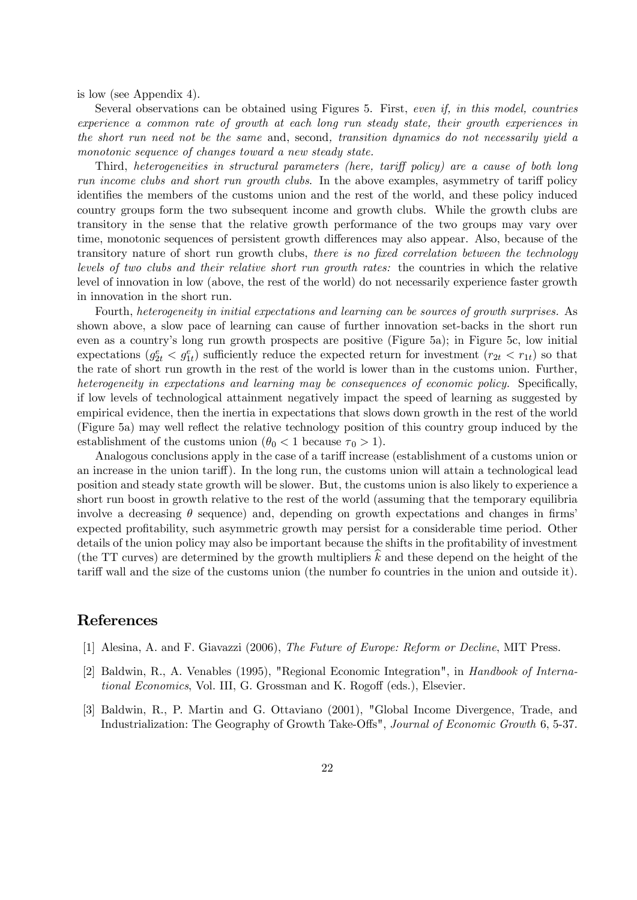is low (see Appendix 4).

Several observations can be obtained using Figures 5. First, *even if, in this model, countries experience a common rate of growth at each long run steady state, their growth experiences in the short run need not be the same* and, second*, transition dynamics do not necessarily yield a monotonic sequence of changes toward a new steady state.*

Third, *heterogeneities in structural parameters (here, tariff policy) are a cause of both long run income clubs and short run growth clubs.* In the above examples, asymmetry of tariff policy identifies the members of the customs union and the rest of the world, and these policy induced country groups form the two subsequent income and growth clubs. While the growth clubs are transitory in the sense that the relative growth performance of the two groups may vary over time, monotonic sequences of persistent growth differences may also appear. Also, because of the transitory nature of short run growth clubs, *there is no fixed correlation between the technology levels of two clubs and their relative short run growth rates:* the countries in which the relative level of innovation in low (above, the rest of the world) do not necessarily experience faster growth in innovation in the short run.

Fourth, *heterogeneity in initial expectations and learning can be sources of growth surprises.* As shown above, a slow pace of learning can cause of further innovation set-backs in the short run even as a country's long run growth prospects are positive (Figure 5a); in Figure 5c, low initial expectations ($g^e_{2t} < g^e_{1t}$) sufficiently reduce the expected return for investment ($r_{2t} < r_{1t}$) so that the rate of short run growth in the rest of the world is lower than in the customs union. Further, *heterogeneity in expectations and learning may be consequences of economic policy.* Specifically, if low levels of technological attainment negatively impact the speed of learning as suggested by empirical evidence, then the inertia in expectations that slows down growth in the rest of the world (Figure 5a) may well reflect the relative technology position of this country group induced by the establishment of the customs union ($\theta_0 < 1$ because $\tau_0 > 1$).

Analogous conclusions apply in the case of a tariff increase (establishment of a customs union or an increase in the union tariff). In the long run, the customs union will attain a technological lead position and steady state growth will be slower. But, the customs union is also likely to experience a short run boost in growth relative to the rest of the world (assuming that the temporary equilibria involve a decreasing $\theta$ sequence) and, depending on growth expectations and changes in firms' expected profitability, such asymmetric growth may persist for a considerable time period. Other details of the union policy may also be important because the shifts in the profitability of investment (the TT curves) are determined by the growth multipliers $\widehat{k}$ and these depend on the height of the tariff wall and the size of the customs union (the number fo countries in the union and outside it).

## References

[1] Alesina, A. and F. Giavazzi (2006), *The Future of Europe: Reform or Decline*, MIT Press.

[2] Baldwin, R., A. Venables (1995), "Regional Economic Integration", in *Handbook of International Economics*, Vol. III, G. Grossman and K. Rogoff (eds.), Elsevier.

[3] Baldwin, R., P. Martin and G. Ottaviano (2001), "Global Income Divergence, Trade, and Industrialization: The Geography of Growth Take-Offs", *Journal of Economic Growth* 6, 5-37.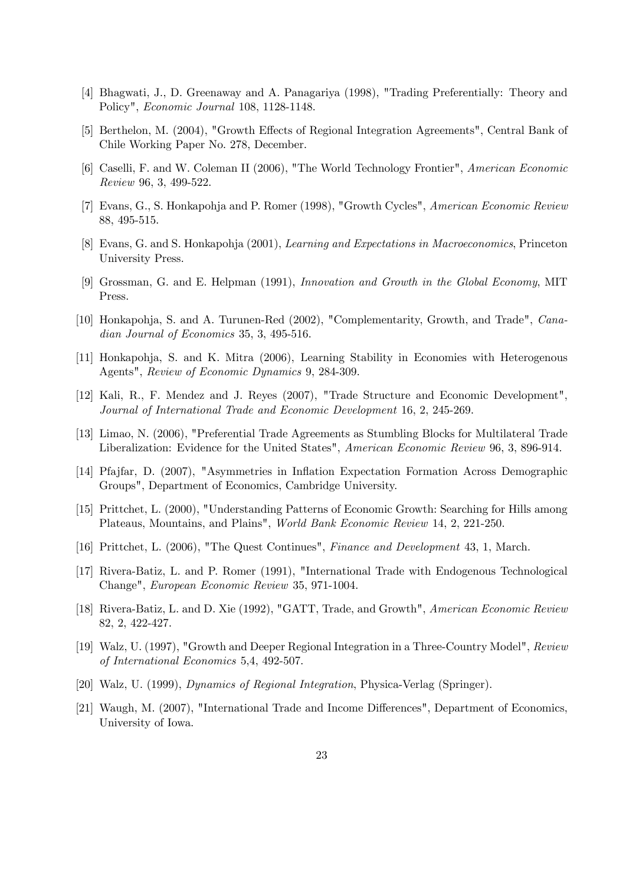[4] Bhagwati, J., D. Greenaway and A. Panagariya (1998), "Trading Preferentially: Theory and Policy", *Economic Journal* 108, 1128-1148.

[5] Berthelon, M. (2004), "Growth Effects of Regional Integration Agreements", Central Bank of Chile Working Paper No. 278, December.

[6] Caselli, F. and W. Coleman II (2006), "The World Technology Frontier", *American Economic Review* 96, 3, 499-522.

[7] Evans, G., S. Honkapohja and P. Romer (1998), "Growth Cycles", *American Economic Review* 88, 495-515.

[8] Evans, G. and S. Honkapohja (2001), *Learning and Expectations in Macroeconomics*, Princeton University Press.

[9] Grossman, G. and E. Helpman (1991), *Innovation and Growth in the Global Economy*, MIT Press.

[10] Honkapohja, S. and A. Turunen-Red (2002), "Complementarity, Growth, and Trade", *Canadian Journal of Economics* 35, 3, 495-516.

[11] Honkapohja, S. and K. Mitra (2006), Learning Stability in Economies with Heterogenous Agents", *Review of Economic Dynamics* 9, 284-309.

[12] Kali, R., F. Mendez and J. Reyes (2007), "Trade Structure and Economic Development", *Journal of International Trade and Economic Development* 16, 2, 245-269.

[13] Limao, N. (2006), "Preferential Trade Agreements as Stumbling Blocks for Multilateral Trade Liberalization: Evidence for the United States", *American Economic Review* 96, 3, 896-914.

[14] Pfajfar, D. (2007), "Asymmetries in Inflation Expectation Formation Across Demographic Groups", Department of Economics, Cambridge University.

[15] Prittchet, L. (2000), "Understanding Patterns of Economic Growth: Searching for Hills among Plateaus, Mountains, and Plains", *World Bank Economic Review* 14, 2, 221-250.

[16] Prittchet, L. (2006), "The Quest Continues", *Finance and Development* 43, 1, March.

[17] Rivera-Batiz, L. and P. Romer (1991), "International Trade with Endogenous Technological Change", *European Economic Review* 35, 971-1004.

[18] Rivera-Batiz, L. and D. Xie (1992), "GATT, Trade, and Growth", *American Economic Review* 82, 2, 422-427.

[19] Walz, U. (1997), "Growth and Deeper Regional Integration in a Three-Country Model", *Review of International Economics* 5,4, 492-507.

[20] Walz, U. (1999), *Dynamics of Regional Integration*, Physica-Verlag (Springer).

[21] Waugh, M. (2007), "International Trade and Income Differences", Department of Economics, University of Iowa.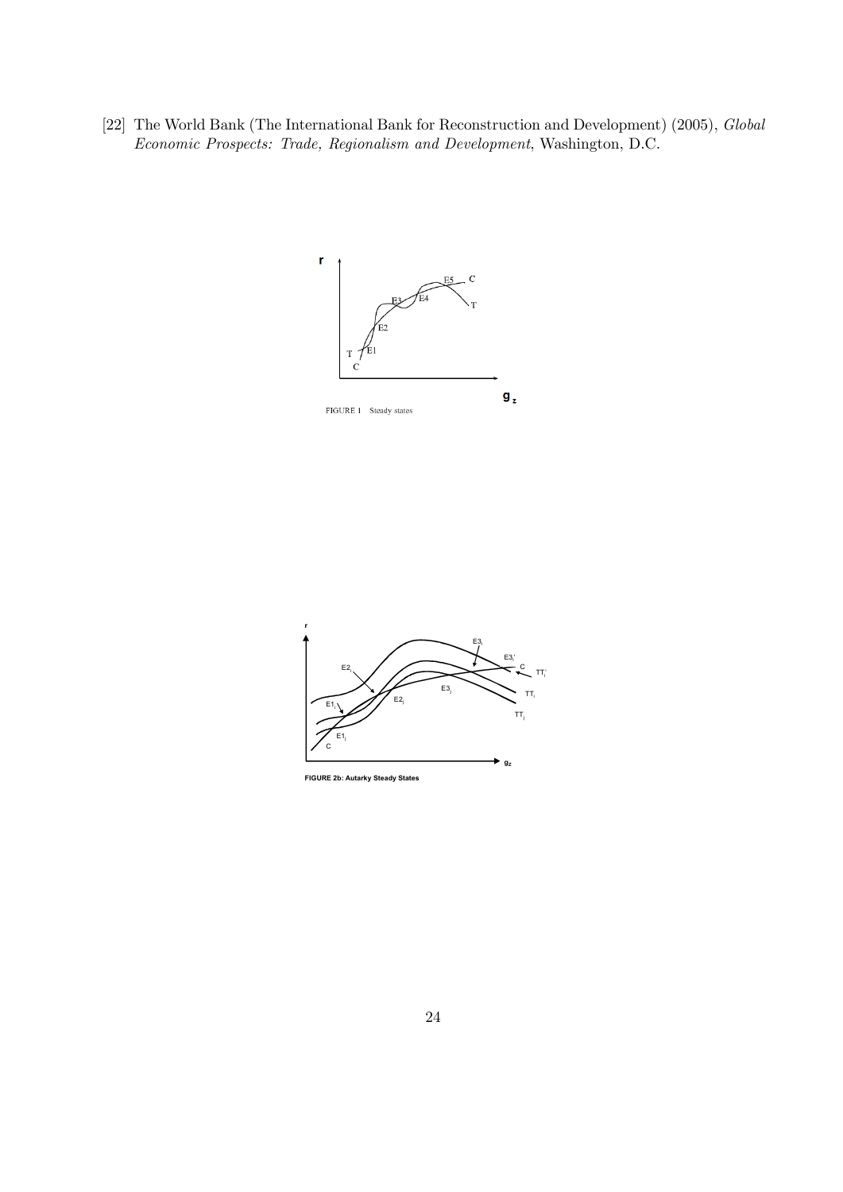[22] The World Bank (The International Bank for Reconstruction and Development) (2005), *Global Economic Prospects: Trade, Regionalism and Development*, Washington, D.C.

FIGURE 1 Steady states

FIGURE 2b: Autarky Steady States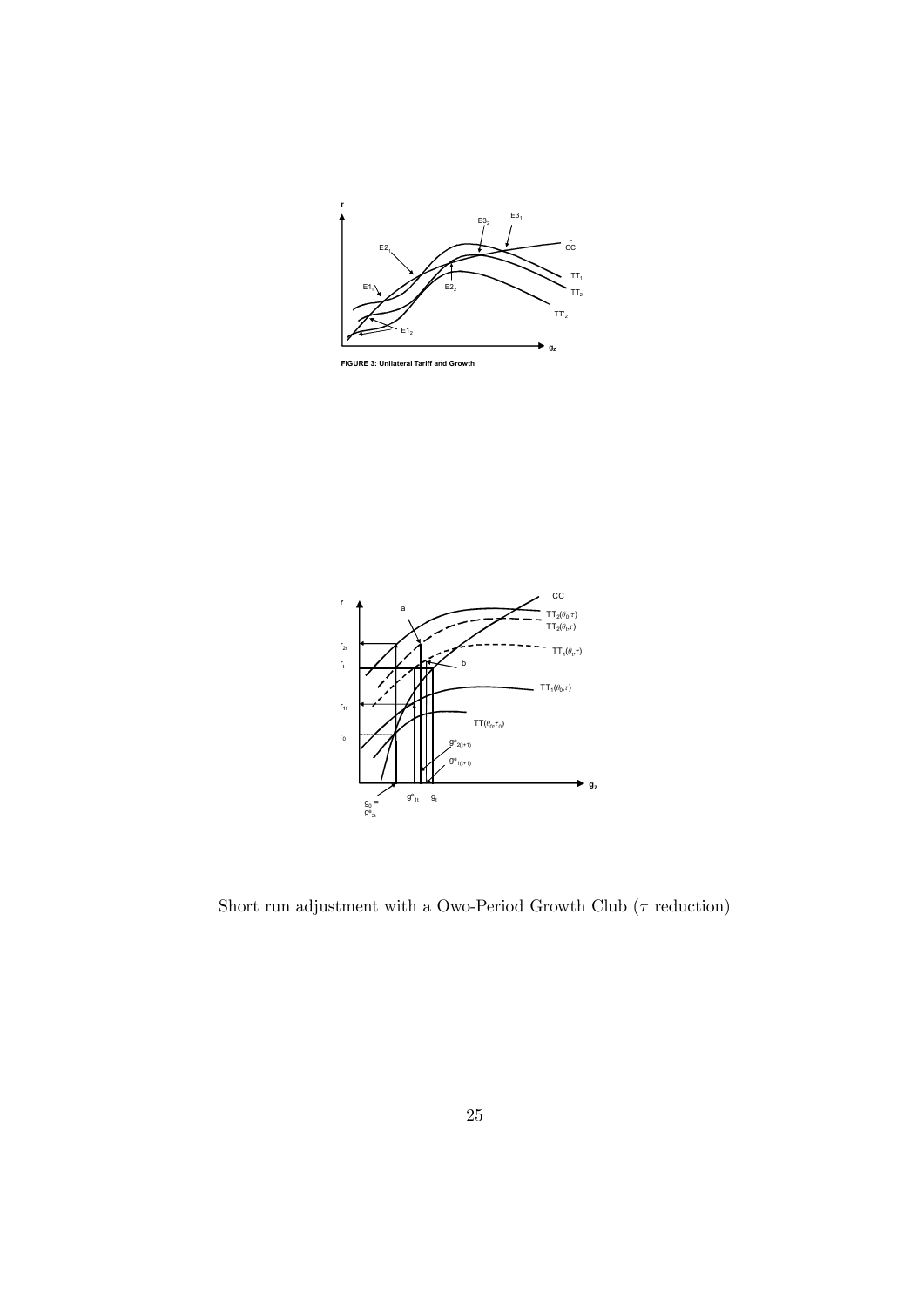FIGURE 3: Unilateral Tariff and Growth

Short run adjustment with a Owo-Period Growth Club ($\tau$ reduction)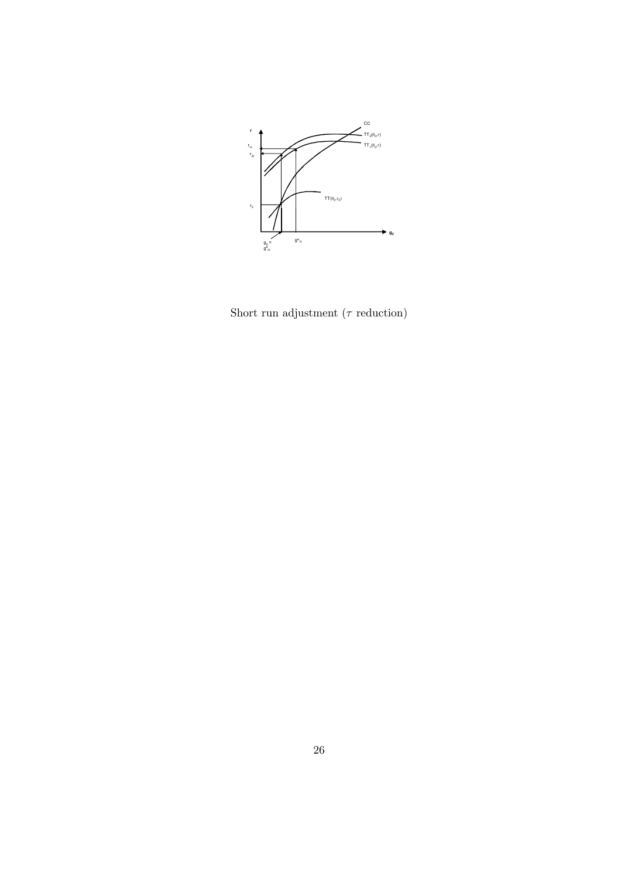r

CC

$TT_2(\theta_0,\tau)$

$TT_1(\theta_0,\tau)$

$r_{1t}$

$r_{2t}$

$TT(\theta_0,\tau_0)$

$r_0$

$g_z$

$g_0 =$
$g^*_{2t}$

$g^*_{1t}$

Short run adjustment ($\tau$ reduction)